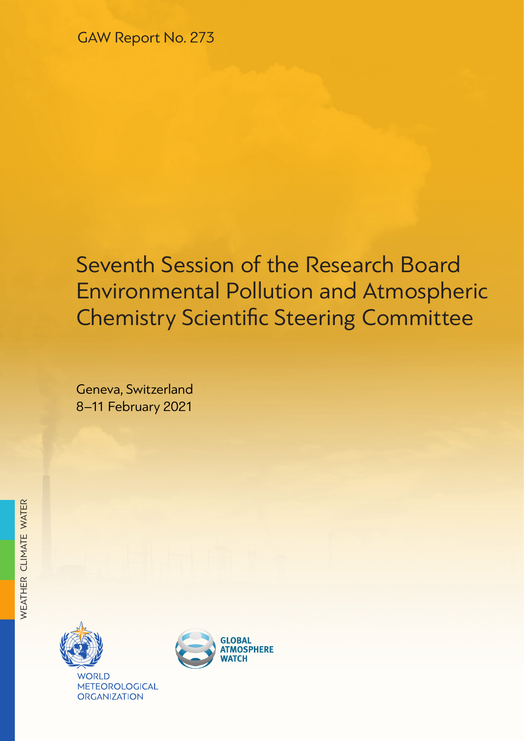GAW Report No. 273

# Seventh Session of the Research Board Environmental Pollution and Atmospheric Chemistry Scientific Steering Committee

Geneva, Switzerland
8–11 February 2021

WEATHER CLIMATE WATER

WORLD METEOROLOGICAL ORGANIZATION

GLOBAL ATMOSPHERE WATCH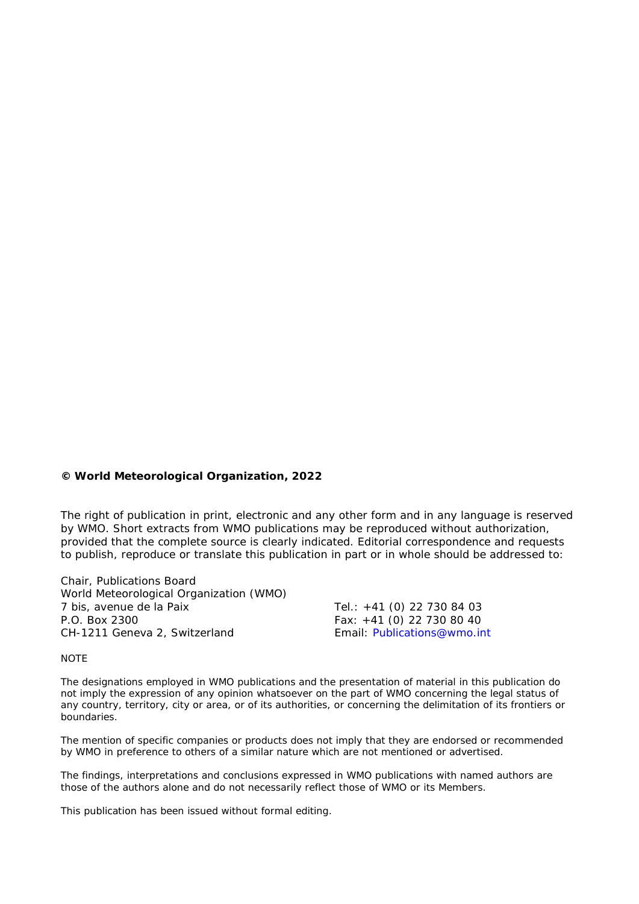**© World Meteorological Organization, 2022**

The right of publication in print, electronic and any other form and in any language is reserved by WMO. Short extracts from WMO publications may be reproduced without authorization, provided that the complete source is clearly indicated. Editorial correspondence and requests to publish, reproduce or translate this publication in part or in whole should be addressed to:

Chair, Publications Board
World Meteorological Organization (WMO)
7 bis, avenue de la Paix
P.O. Box 2300
CH-1211 Geneva 2, Switzerland

Tel.: +41 (0) 22 730 84 03
Fax: +41 (0) 22 730 80 40
Email: Publications@wmo.int

NOTE

The designations employed in WMO publications and the presentation of material in this publication do not imply the expression of any opinion whatsoever on the part of WMO concerning the legal status of any country, territory, city or area, or of its authorities, or concerning the delimitation of its frontiers or boundaries.

The mention of specific companies or products does not imply that they are endorsed or recommended by WMO in preference to others of a similar nature which are not mentioned or advertised.

The findings, interpretations and conclusions expressed in WMO publications with named authors are those of the authors alone and do not necessarily reflect those of WMO or its Members.

This publication has been issued without formal editing.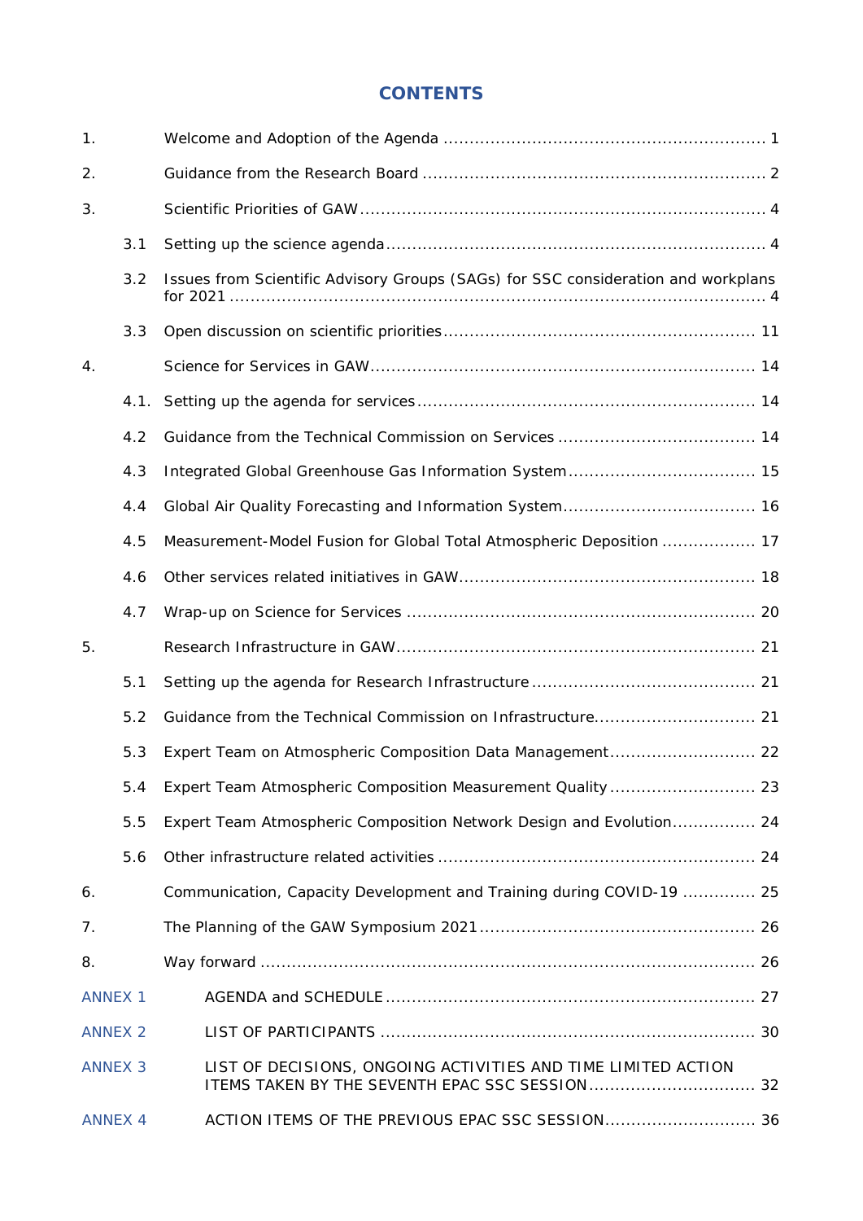# CONTENTS

1. Welcome and Adoption of the Agenda ............................................................. 1
2. Guidance from the Research Board ................................................................. 2
3. Scientific Priorities of GAW ............................................................................. 4
   - 3.1 Setting up the science agenda ..................................................................... 4
   - 3.2 Issues from Scientific Advisory Groups (SAGs) for SSC consideration and workplans for 2021 ..................................................................................................... 4
   - 3.3 Open discussion on scientific priorities ......................................................... 11
4. Science for Services in GAW ........................................................................... 14
   - 4.1. Setting up the agenda for services ............................................................. 14
   - 4.2 Guidance from the Technical Commission on Services ...................................... 14
   - 4.3 Integrated Global Greenhouse Gas Information System .................................... 15
   - 4.4 Global Air Quality Forecasting and Information System .................................... 16
   - 4.5 Measurement-Model Fusion for Global Total Atmospheric Deposition .................. 17
   - 4.6 Other services related initiatives in GAW ....................................................... 18
   - 4.7 Wrap-up on Science for Services ................................................................. 20
5. Research Infrastructure in GAW ...................................................................... 21
   - 5.1 Setting up the agenda for Research Infrastructure ........................................... 21
   - 5.2 Guidance from the Technical Commission on Infrastructure ................................ 21
   - 5.3 Expert Team on Atmospheric Composition Data Management ............................. 22
   - 5.4 Expert Team Atmospheric Composition Measurement Quality ............................. 23
   - 5.5 Expert Team Atmospheric Composition Network Design and Evolution ................ 24
   - 5.6 Other infrastructure related activities ........................................................... 24
6. Communication, Capacity Development and Training during COVID-19 .............. 25
7. The Planning of the GAW Symposium 2021 ....................................................... 26
8. Way forward ................................................................................................ 26

ANNEX 1 AGENDA and SCHEDULE ....................................................................... 27

ANNEX 2 LIST OF PARTICIPANTS ...................................................................... 30

ANNEX 3 LIST OF DECISIONS, ONGOING ACTIVITIES AND TIME LIMITED ACTION ITEMS TAKEN BY THE SEVENTH EPAC SSC SESSION ................................ 32

ANNEX 4 ACTION ITEMS OF THE PREVIOUS EPAC SSC SESSION ............................. 36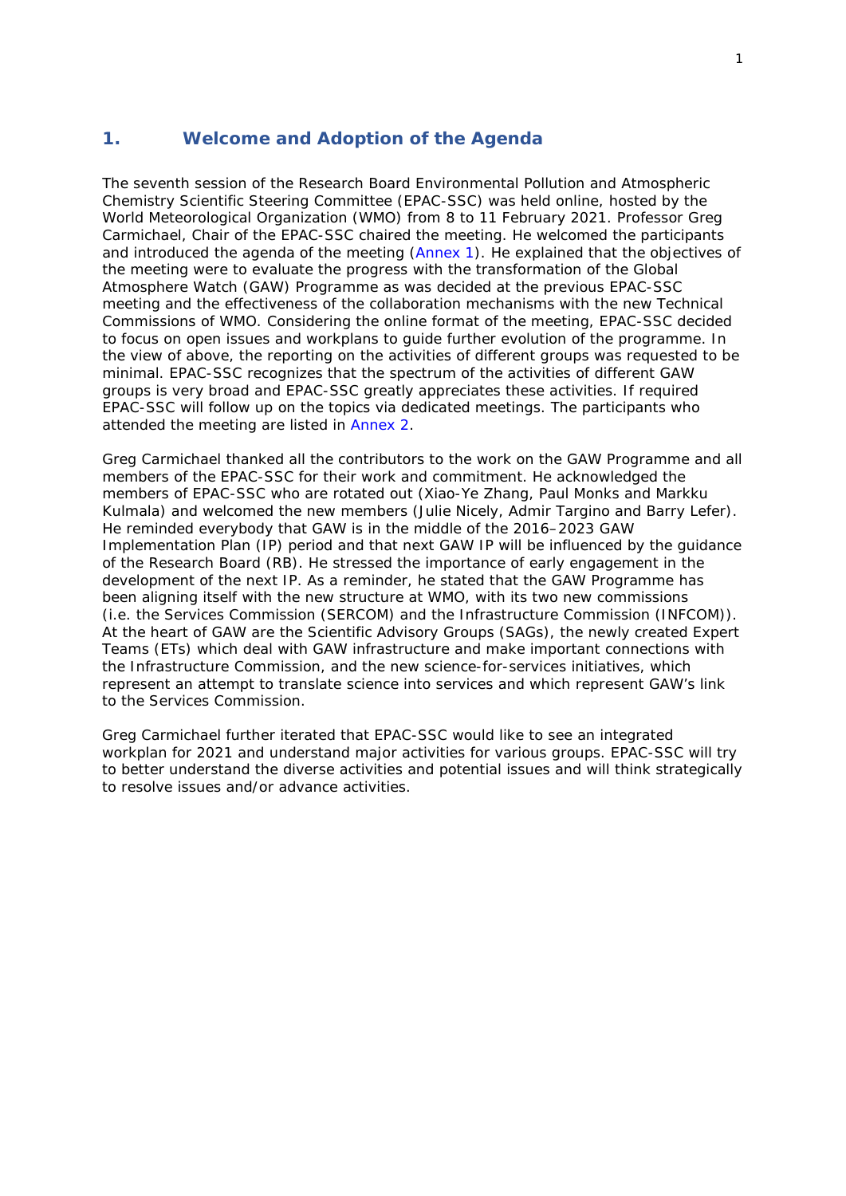## 1. Welcome and Adoption of the Agenda

The seventh session of the Research Board Environmental Pollution and Atmospheric Chemistry Scientific Steering Committee (EPAC-SSC) was held online, hosted by the World Meteorological Organization (WMO) from 8 to 11 February 2021. Professor Greg Carmichael, Chair of the EPAC-SSC chaired the meeting. He welcomed the participants and introduced the agenda of the meeting (Annex 1). He explained that the objectives of the meeting were to evaluate the progress with the transformation of the Global Atmosphere Watch (GAW) Programme as was decided at the previous EPAC-SSC meeting and the effectiveness of the collaboration mechanisms with the new Technical Commissions of WMO. Considering the online format of the meeting, EPAC-SSC decided to focus on open issues and workplans to guide further evolution of the programme. In the view of above, the reporting on the activities of different groups was requested to be minimal. EPAC-SSC recognizes that the spectrum of the activities of different GAW groups is very broad and EPAC-SSC greatly appreciates these activities. If required EPAC-SSC will follow up on the topics via dedicated meetings. The participants who attended the meeting are listed in Annex 2.

Greg Carmichael thanked all the contributors to the work on the GAW Programme and all members of the EPAC-SSC for their work and commitment. He acknowledged the members of EPAC-SSC who are rotated out (Xiao-Ye Zhang, Paul Monks and Markku Kulmala) and welcomed the new members (Julie Nicely, Admir Targino and Barry Lefer). He reminded everybody that GAW is in the middle of the 2016–2023 GAW Implementation Plan (IP) period and that next GAW IP will be influenced by the guidance of the Research Board (RB). He stressed the importance of early engagement in the development of the next IP. As a reminder, he stated that the GAW Programme has been aligning itself with the new structure at WMO, with its two new commissions (i.e. the Services Commission (SERCOM) and the Infrastructure Commission (INFCOM)). At the heart of GAW are the Scientific Advisory Groups (SAGs), the newly created Expert Teams (ETs) which deal with GAW infrastructure and make important connections with the Infrastructure Commission, and the new science-for-services initiatives, which represent an attempt to translate science into services and which represent GAW's link to the Services Commission.

Greg Carmichael further iterated that EPAC-SSC would like to see an integrated workplan for 2021 and understand major activities for various groups. EPAC-SSC will try to better understand the diverse activities and potential issues and will think strategically to resolve issues and/or advance activities.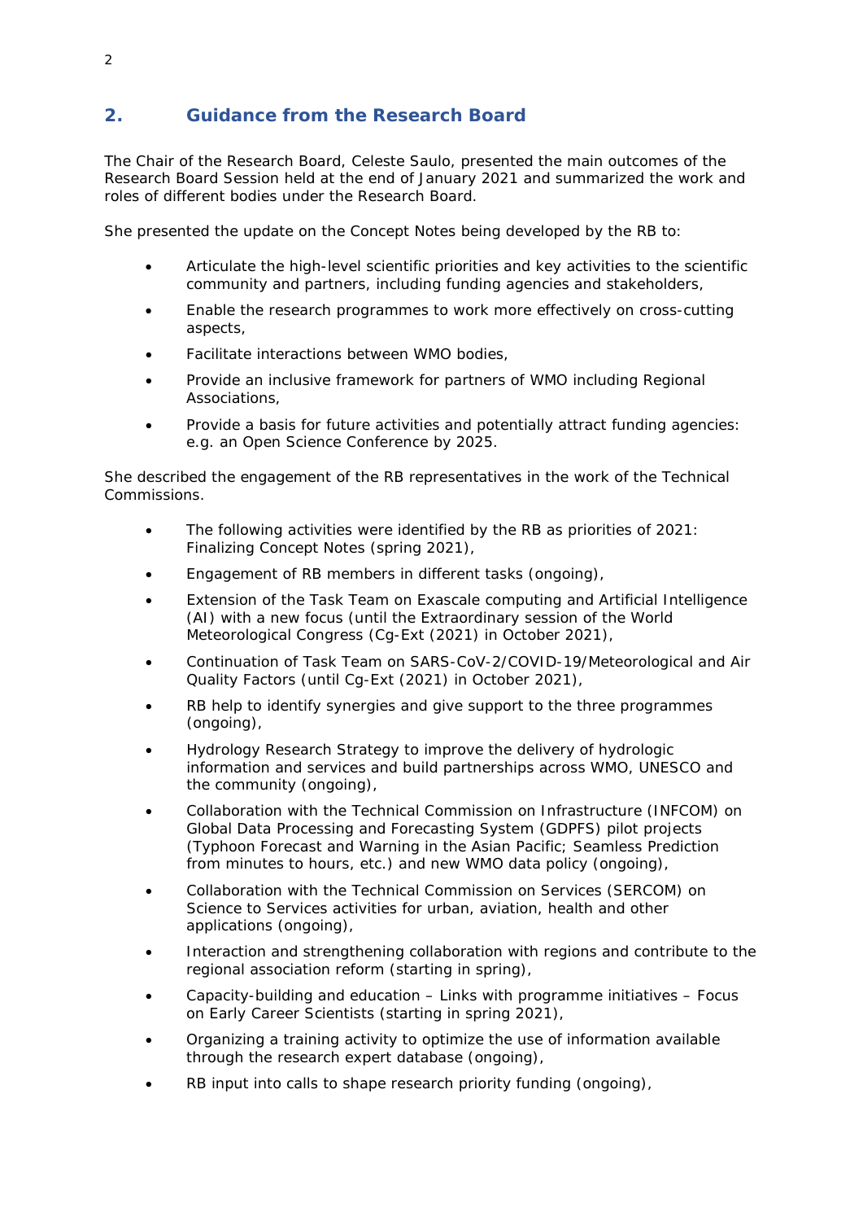## 2. Guidance from the Research Board

The Chair of the Research Board, Celeste Saulo, presented the main outcomes of the Research Board Session held at the end of January 2021 and summarized the work and roles of different bodies under the Research Board.

She presented the update on the Concept Notes being developed by the RB to:

- Articulate the high-level scientific priorities and key activities to the scientific community and partners, including funding agencies and stakeholders,
- Enable the research programmes to work more effectively on cross-cutting aspects,
- Facilitate interactions between WMO bodies,
- Provide an inclusive framework for partners of WMO including Regional Associations,
- Provide a basis for future activities and potentially attract funding agencies: e.g. an Open Science Conference by 2025.

She described the engagement of the RB representatives in the work of the Technical Commissions.

- The following activities were identified by the RB as priorities of 2021: Finalizing Concept Notes (spring 2021),
- Engagement of RB members in different tasks (ongoing),
- Extension of the Task Team on Exascale computing and Artificial Intelligence (AI) with a new focus (until the Extraordinary session of the World Meteorological Congress (Cg-Ext (2021) in October 2021),
- Continuation of Task Team on SARS-CoV-2/COVID-19/Meteorological and Air Quality Factors (until Cg-Ext (2021) in October 2021),
- RB help to identify synergies and give support to the three programmes (ongoing),
- Hydrology Research Strategy to improve the delivery of hydrologic information and services and build partnerships across WMO, UNESCO and the community (ongoing),
- Collaboration with the Technical Commission on Infrastructure (INFCOM) on Global Data Processing and Forecasting System (GDPFS) pilot projects (Typhoon Forecast and Warning in the Asian Pacific; Seamless Prediction from minutes to hours, etc.) and new WMO data policy (ongoing),
- Collaboration with the Technical Commission on Services (SERCOM) on Science to Services activities for urban, aviation, health and other applications (ongoing),
- Interaction and strengthening collaboration with regions and contribute to the regional association reform (starting in spring),
- Capacity-building and education – Links with programme initiatives – Focus on Early Career Scientists (starting in spring 2021),
- Organizing a training activity to optimize the use of information available through the research expert database (ongoing),
- RB input into calls to shape research priority funding (ongoing),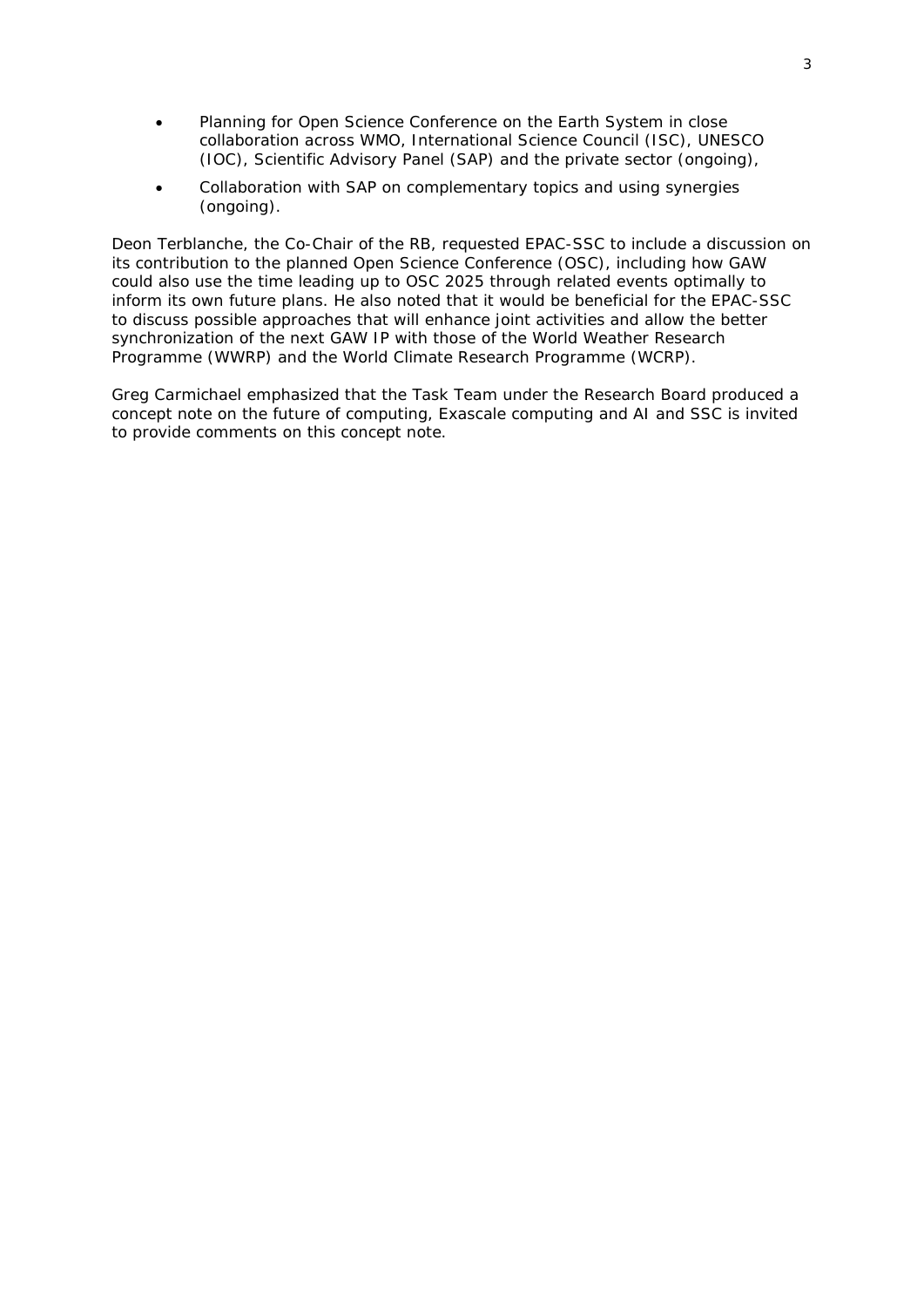- Planning for Open Science Conference on the Earth System in close collaboration across WMO, International Science Council (ISC), UNESCO (IOC), Scientific Advisory Panel (SAP) and the private sector (ongoing),
- Collaboration with SAP on complementary topics and using synergies (ongoing).

Deon Terblanche, the Co-Chair of the RB, requested EPAC-SSC to include a discussion on its contribution to the planned Open Science Conference (OSC), including how GAW could also use the time leading up to OSC 2025 through related events optimally to inform its own future plans. He also noted that it would be beneficial for the EPAC-SSC to discuss possible approaches that will enhance joint activities and allow the better synchronization of the next GAW IP with those of the World Weather Research Programme (WWRP) and the World Climate Research Programme (WCRP).

Greg Carmichael emphasized that the Task Team under the Research Board produced a concept note on the future of computing, Exascale computing and AI and SSC is invited to provide comments on this concept note.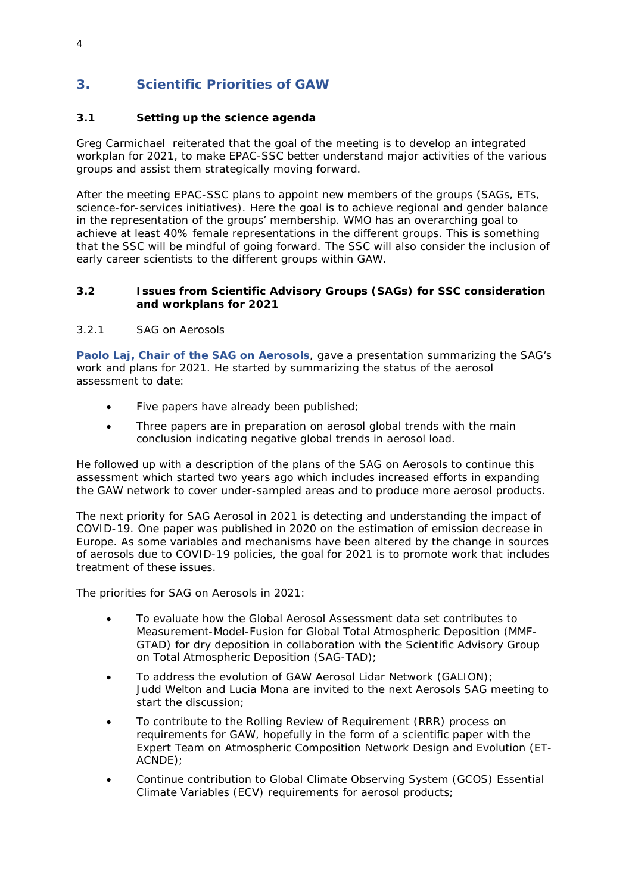## 3. Scientific Priorities of GAW

### 3.1 Setting up the science agenda

Greg Carmichael reiterated that the goal of the meeting is to develop an integrated workplan for 2021, to make EPAC-SSC better understand major activities of the various groups and assist them strategically moving forward.

After the meeting EPAC-SSC plans to appoint new members of the groups (SAGs, ETs, science-for-services initiatives). Here the goal is to achieve regional and gender balance in the representation of the groups' membership. WMO has an overarching goal to achieve at least 40% female representations in the different groups. This is something that the SSC will be mindful of going forward. The SSC will also consider the inclusion of early career scientists to the different groups within GAW.

### 3.2 Issues from Scientific Advisory Groups (SAGs) for SSC consideration and workplans for 2021

#### 3.2.1 SAG on Aerosols

**Paolo Laj, Chair of the SAG on Aerosols**, gave a presentation summarizing the SAG's work and plans for 2021. He started by summarizing the status of the aerosol assessment to date:

- Five papers have already been published;
- Three papers are in preparation on aerosol global trends with the main conclusion indicating negative global trends in aerosol load.

He followed up with a description of the plans of the SAG on Aerosols to continue this assessment which started two years ago which includes increased efforts in expanding the GAW network to cover under-sampled areas and to produce more aerosol products.

The next priority for SAG Aerosol in 2021 is detecting and understanding the impact of COVID-19. One paper was published in 2020 on the estimation of emission decrease in Europe. As some variables and mechanisms have been altered by the change in sources of aerosols due to COVID-19 policies, the goal for 2021 is to promote work that includes treatment of these issues.

The priorities for SAG on Aerosols in 2021:

- To evaluate how the Global Aerosol Assessment data set contributes to Measurement-Model-Fusion for Global Total Atmospheric Deposition (MMF-GTAD) for dry deposition in collaboration with the Scientific Advisory Group on Total Atmospheric Deposition (SAG-TAD);
- To address the evolution of GAW Aerosol Lidar Network (GALION); Judd Welton and Lucia Mona are invited to the next Aerosols SAG meeting to start the discussion;
- To contribute to the Rolling Review of Requirement (RRR) process on requirements for GAW, hopefully in the form of a scientific paper with the Expert Team on Atmospheric Composition Network Design and Evolution (ET-ACNDE);
- Continue contribution to Global Climate Observing System (GCOS) Essential Climate Variables (ECV) requirements for aerosol products;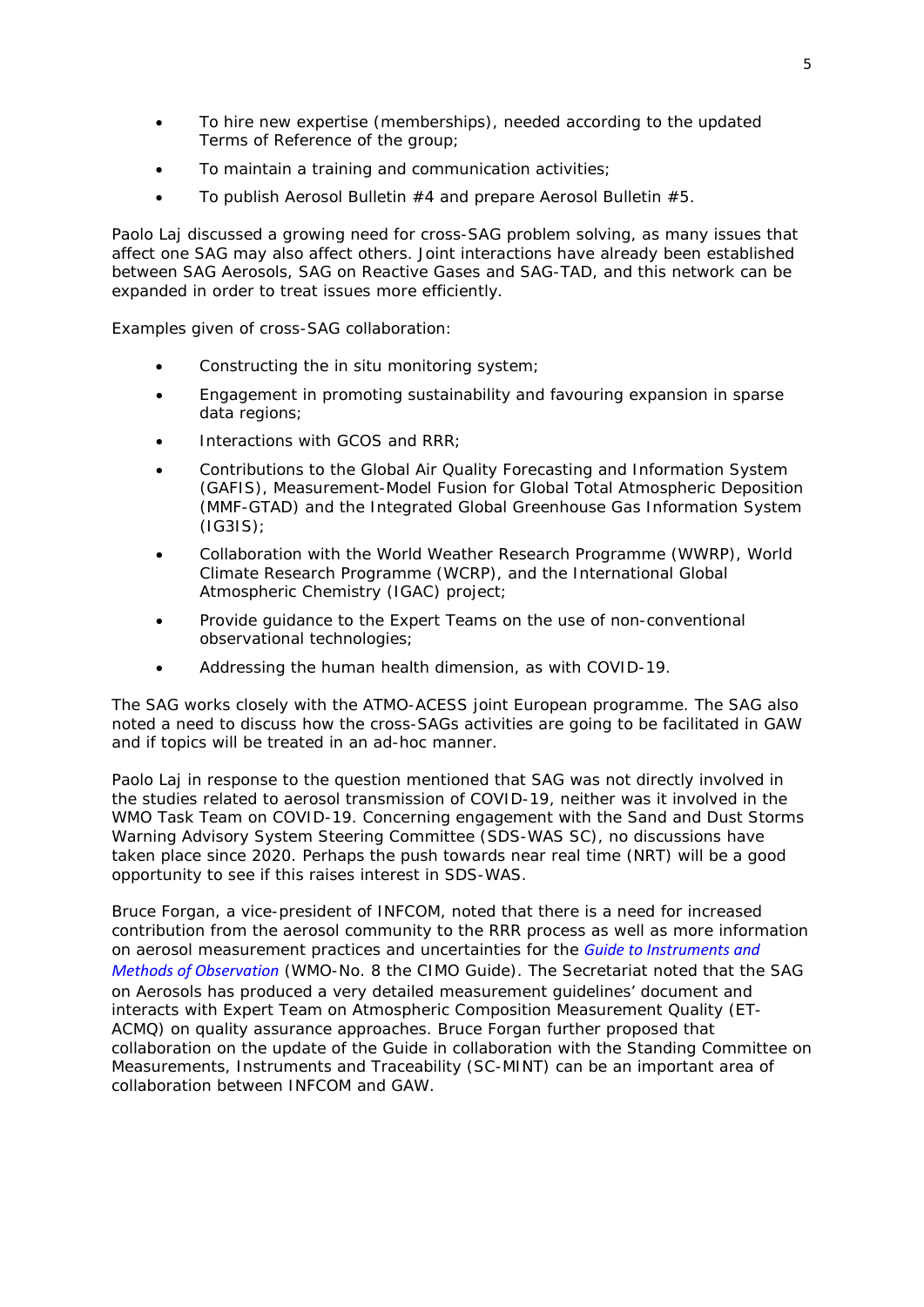- To hire new expertise (memberships), needed according to the updated Terms of Reference of the group;
- To maintain a training and communication activities;
- To publish Aerosol Bulletin #4 and prepare Aerosol Bulletin #5.

Paolo Laj discussed a growing need for cross-SAG problem solving, as many issues that affect one SAG may also affect others. Joint interactions have already been established between SAG Aerosols, SAG on Reactive Gases and SAG-TAD, and this network can be expanded in order to treat issues more efficiently.

Examples given of cross-SAG collaboration:

- Constructing the in situ monitoring system;
- Engagement in promoting sustainability and favouring expansion in sparse data regions;
- Interactions with GCOS and RRR;
- Contributions to the Global Air Quality Forecasting and Information System (GAFIS), Measurement-Model Fusion for Global Total Atmospheric Deposition (MMF-GTAD) and the Integrated Global Greenhouse Gas Information System (IG3IS);
- Collaboration with the World Weather Research Programme (WWRP), World Climate Research Programme (WCRP), and the International Global Atmospheric Chemistry (IGAC) project;
- Provide guidance to the Expert Teams on the use of non-conventional observational technologies;
- Addressing the human health dimension, as with COVID-19.

The SAG works closely with the ATMO-ACESS joint European programme. The SAG also noted a need to discuss how the cross-SAGs activities are going to be facilitated in GAW and if topics will be treated in an ad-hoc manner.

Paolo Laj in response to the question mentioned that SAG was not directly involved in the studies related to aerosol transmission of COVID-19, neither was it involved in the WMO Task Team on COVID-19. Concerning engagement with the Sand and Dust Storms Warning Advisory System Steering Committee (SDS-WAS SC), no discussions have taken place since 2020. Perhaps the push towards near real time (NRT) will be a good opportunity to see if this raises interest in SDS-WAS.

Bruce Forgan, a vice-president of INFCOM, noted that there is a need for increased contribution from the aerosol community to the RRR process as well as more information on aerosol measurement practices and uncertainties for the *Guide to Instruments and Methods of Observation* (WMO-No. 8 the CIMO Guide). The Secretariat noted that the SAG on Aerosols has produced a very detailed measurement guidelines' document and interacts with Expert Team on Atmospheric Composition Measurement Quality (ET-ACMQ) on quality assurance approaches. Bruce Forgan further proposed that collaboration on the update of the Guide in collaboration with the Standing Committee on Measurements, Instruments and Traceability (SC-MINT) can be an important area of collaboration between INFCOM and GAW.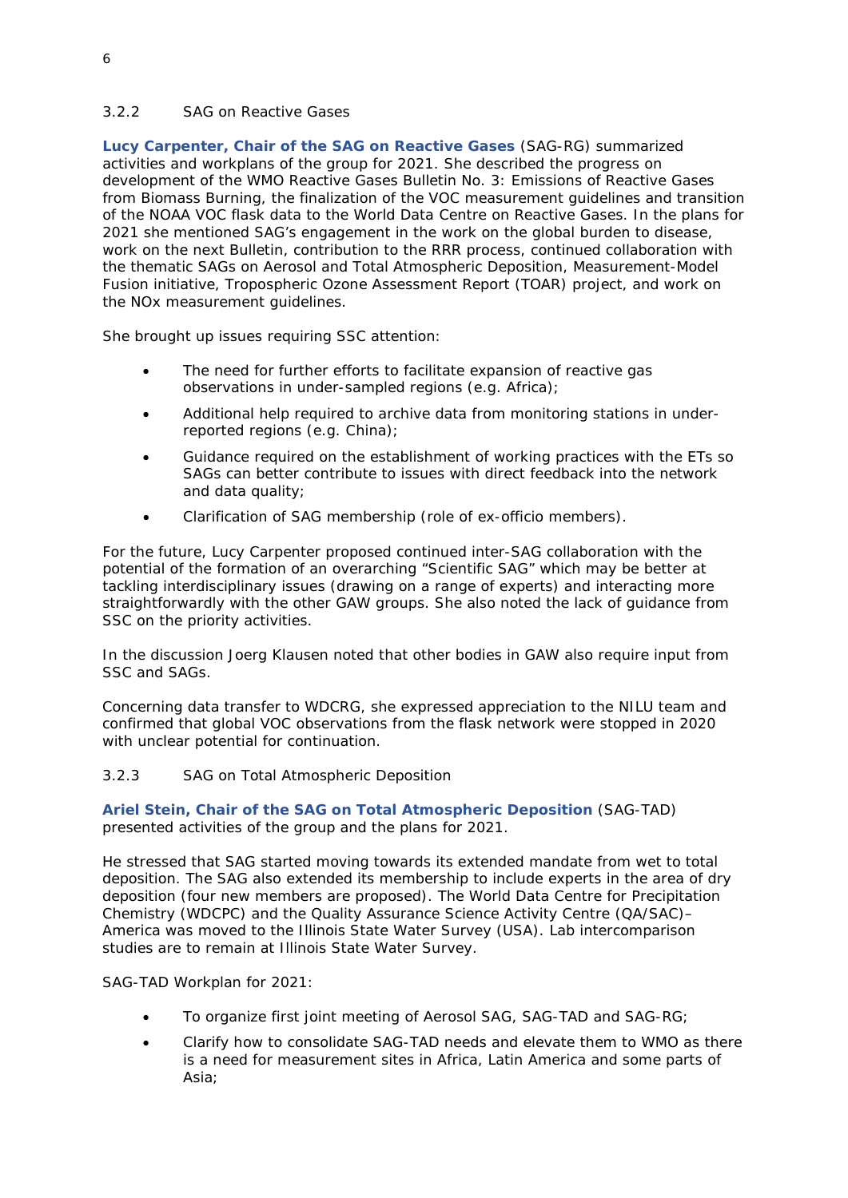### 3.2.2 SAG on Reactive Gases

**Lucy Carpenter, Chair of the SAG on Reactive Gases** (SAG-RG) summarized activities and workplans of the group for 2021. She described the progress on development of the WMO Reactive Gases Bulletin No. 3: Emissions of Reactive Gases from Biomass Burning, the finalization of the VOC measurement guidelines and transition of the NOAA VOC flask data to the World Data Centre on Reactive Gases. In the plans for 2021 she mentioned SAG's engagement in the work on the global burden to disease, work on the next Bulletin, contribution to the RRR process, continued collaboration with the thematic SAGs on Aerosol and Total Atmospheric Deposition, Measurement-Model Fusion initiative, Tropospheric Ozone Assessment Report (TOAR) project, and work on the NOx measurement guidelines.

She brought up issues requiring SSC attention:

- The need for further efforts to facilitate expansion of reactive gas observations in under-sampled regions (e.g. Africa);
- Additional help required to archive data from monitoring stations in under-reported regions (e.g. China);
- Guidance required on the establishment of working practices with the ETs so SAGs can better contribute to issues with direct feedback into the network and data quality;
- Clarification of SAG membership (role of ex-officio members).

For the future, Lucy Carpenter proposed continued inter-SAG collaboration with the potential of the formation of an overarching "Scientific SAG" which may be better at tackling interdisciplinary issues (drawing on a range of experts) and interacting more straightforwardly with the other GAW groups. She also noted the lack of guidance from SSC on the priority activities.

In the discussion Joerg Klausen noted that other bodies in GAW also require input from SSC and SAGs.

Concerning data transfer to WDCRG, she expressed appreciation to the NILU team and confirmed that global VOC observations from the flask network were stopped in 2020 with unclear potential for continuation.

### 3.2.3 SAG on Total Atmospheric Deposition

**Ariel Stein, Chair of the SAG on Total Atmospheric Deposition** (SAG-TAD) presented activities of the group and the plans for 2021.

He stressed that SAG started moving towards its extended mandate from wet to total deposition. The SAG also extended its membership to include experts in the area of dry deposition (four new members are proposed). The World Data Centre for Precipitation Chemistry (WDCPC) and the Quality Assurance Science Activity Centre (QA/SAC)–America was moved to the Illinois State Water Survey (USA). Lab intercomparison studies are to remain at Illinois State Water Survey.

SAG-TAD Workplan for 2021:

- To organize first joint meeting of Aerosol SAG, SAG-TAD and SAG-RG;
- Clarify how to consolidate SAG-TAD needs and elevate them to WMO as there is a need for measurement sites in Africa, Latin America and some parts of Asia;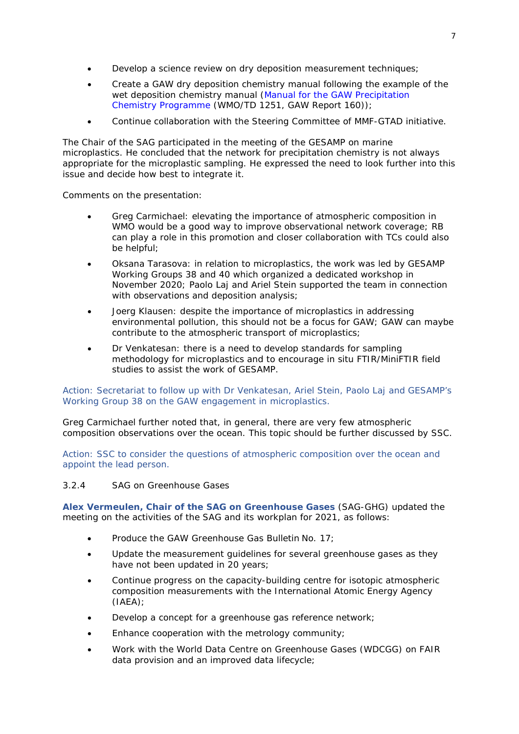- Develop a science review on dry deposition measurement techniques;
- Create a GAW dry deposition chemistry manual following the example of the wet deposition chemistry manual (Manual for the GAW Precipitation Chemistry Programme (WMO/TD 1251, GAW Report 160));
- Continue collaboration with the Steering Committee of MMF-GTAD initiative.

The Chair of the SAG participated in the meeting of the GESAMP on marine microplastics. He concluded that the network for precipitation chemistry is not always appropriate for the microplastic sampling. He expressed the need to look further into this issue and decide how best to integrate it.

Comments on the presentation:

- Greg Carmichael: elevating the importance of atmospheric composition in WMO would be a good way to improve observational network coverage; RB can play a role in this promotion and closer collaboration with TCs could also be helpful;
- Oksana Tarasova: in relation to microplastics, the work was led by GESAMP Working Groups 38 and 40 which organized a dedicated workshop in November 2020; Paolo Laj and Ariel Stein supported the team in connection with observations and deposition analysis;
- Joerg Klausen: despite the importance of microplastics in addressing environmental pollution, this should not be a focus for GAW; GAW can maybe contribute to the atmospheric transport of microplastics;
- Dr Venkatesan: there is a need to develop standards for sampling methodology for microplastics and to encourage in situ FTIR/MiniFTIR field studies to assist the work of GESAMP.

Action: Secretariat to follow up with Dr Venkatesan, Ariel Stein, Paolo Laj and GESAMP's Working Group 38 on the GAW engagement in microplastics.

Greg Carmichael further noted that, in general, there are very few atmospheric composition observations over the ocean. This topic should be further discussed by SSC.

Action: SSC to consider the questions of atmospheric composition over the ocean and appoint the lead person.

### 3.2.4 SAG on Greenhouse Gases

**Alex Vermeulen, Chair of the SAG on Greenhouse Gases** (SAG-GHG) updated the meeting on the activities of the SAG and its workplan for 2021, as follows:

- Produce the GAW Greenhouse Gas Bulletin No. 17;
- Update the measurement guidelines for several greenhouse gases as they have not been updated in 20 years;
- Continue progress on the capacity-building centre for isotopic atmospheric composition measurements with the International Atomic Energy Agency (IAEA);
- Develop a concept for a greenhouse gas reference network;
- Enhance cooperation with the metrology community;
- Work with the World Data Centre on Greenhouse Gases (WDCGG) on FAIR data provision and an improved data lifecycle;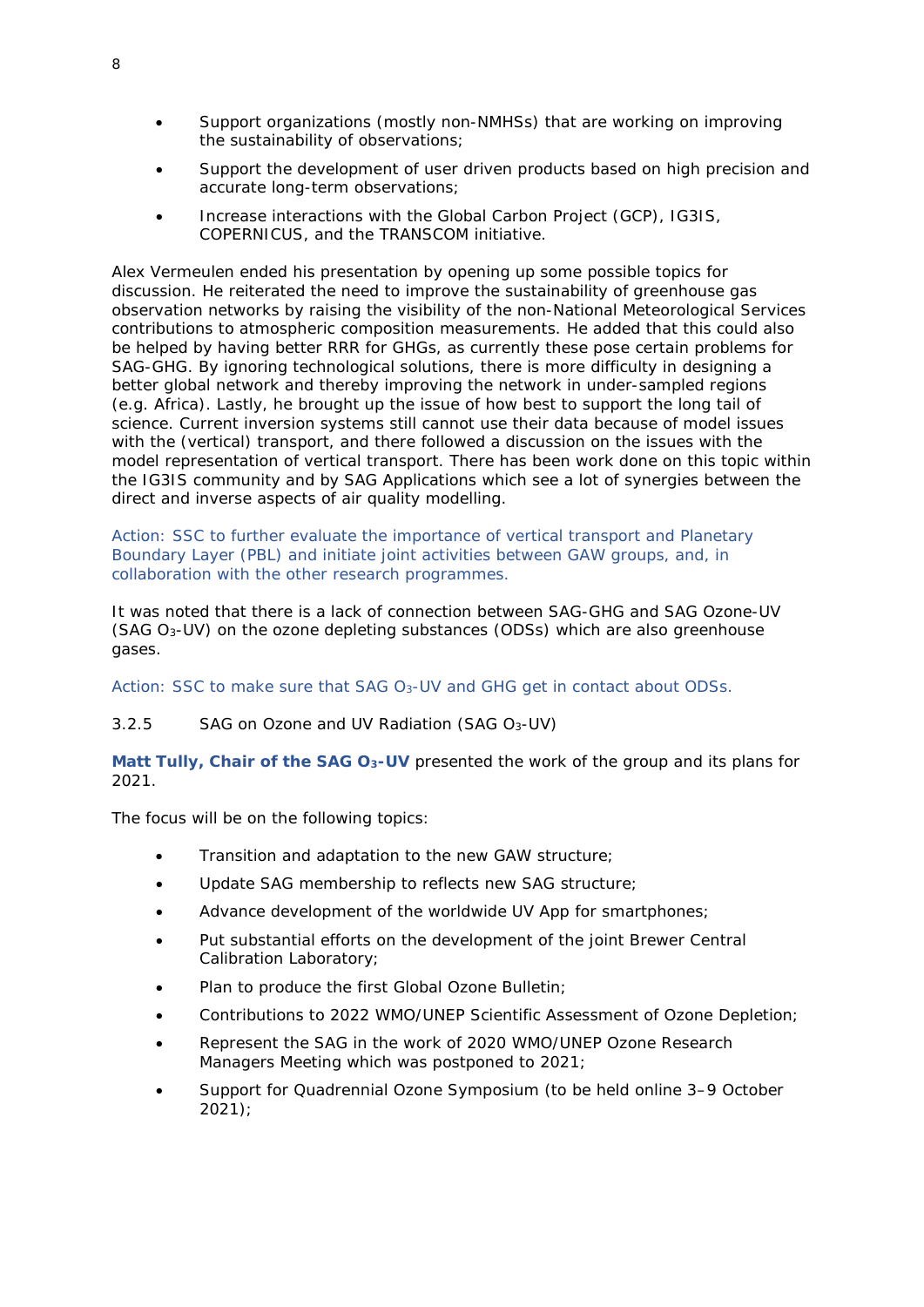- Support organizations (mostly non-NMHSs) that are working on improving the sustainability of observations;
- Support the development of user driven products based on high precision and accurate long-term observations;
- Increase interactions with the Global Carbon Project (GCP), IG3IS, COPERNICUS, and the TRANSCOM initiative.

Alex Vermeulen ended his presentation by opening up some possible topics for discussion. He reiterated the need to improve the sustainability of greenhouse gas observation networks by raising the visibility of the non-National Meteorological Services contributions to atmospheric composition measurements. He added that this could also be helped by having better RRR for GHGs, as currently these pose certain problems for SAG-GHG. By ignoring technological solutions, there is more difficulty in designing a better global network and thereby improving the network in under-sampled regions (e.g. Africa). Lastly, he brought up the issue of how best to support the long tail of science. Current inversion systems still cannot use their data because of model issues with the (vertical) transport, and there followed a discussion on the issues with the model representation of vertical transport. There has been work done on this topic within the IG3IS community and by SAG Applications which see a lot of synergies between the direct and inverse aspects of air quality modelling.

Action: SSC to further evaluate the importance of vertical transport and Planetary Boundary Layer (PBL) and initiate joint activities between GAW groups, and, in collaboration with the other research programmes.

It was noted that there is a lack of connection between SAG-GHG and SAG Ozone-UV (SAG $O_3$-UV) on the ozone depleting substances (ODSs) which are also greenhouse gases.

Action: SSC to make sure that SAG $O_3$-UV and GHG get in contact about ODSs.

### 3.2.5 SAG on Ozone and UV Radiation (SAG $O_3$-UV)

**Matt Tully, Chair of the SAG $O_3$-UV** presented the work of the group and its plans for 2021.

The focus will be on the following topics:

- Transition and adaptation to the new GAW structure;
- Update SAG membership to reflects new SAG structure;
- Advance development of the worldwide UV App for smartphones;
- Put substantial efforts on the development of the joint Brewer Central Calibration Laboratory;
- Plan to produce the first Global Ozone Bulletin;
- Contributions to 2022 WMO/UNEP Scientific Assessment of Ozone Depletion;
- Represent the SAG in the work of 2020 WMO/UNEP Ozone Research Managers Meeting which was postponed to 2021;
- Support for Quadrennial Ozone Symposium (to be held online 3–9 October 2021);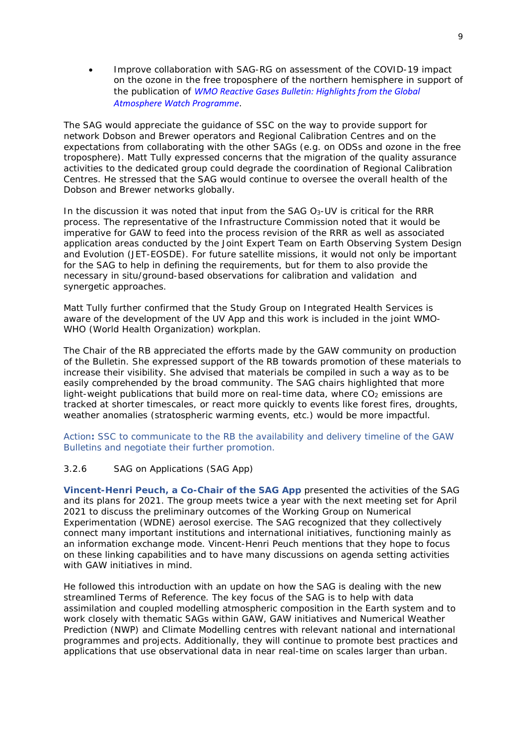- Improve collaboration with SAG-RG on assessment of the COVID-19 impact on the ozone in the free troposphere of the northern hemisphere in support of the publication of *WMO Reactive Gases Bulletin: Highlights from the Global Atmosphere Watch Programme*.

The SAG would appreciate the guidance of SSC on the way to provide support for network Dobson and Brewer operators and Regional Calibration Centres and on the expectations from collaborating with the other SAGs (e.g. on ODSs and ozone in the free troposphere). Matt Tully expressed concerns that the migration of the quality assurance activities to the dedicated group could degrade the coordination of Regional Calibration Centres. He stressed that the SAG would continue to oversee the overall health of the Dobson and Brewer networks globally.

In the discussion it was noted that input from the SAG $O_3$-UV is critical for the RRR process. The representative of the Infrastructure Commission noted that it would be imperative for GAW to feed into the process revision of the RRR as well as associated application areas conducted by the Joint Expert Team on Earth Observing System Design and Evolution (JET-EOSDE). For future satellite missions, it would not only be important for the SAG to help in defining the requirements, but for them to also provide the necessary in situ/ground-based observations for calibration and validation and synergetic approaches.

Matt Tully further confirmed that the Study Group on Integrated Health Services is aware of the development of the UV App and this work is included in the joint WMO-WHO (World Health Organization) workplan.

The Chair of the RB appreciated the efforts made by the GAW community on production of the Bulletin. She expressed support of the RB towards promotion of these materials to increase their visibility. She advised that materials be compiled in such a way as to be easily comprehended by the broad community. The SAG chairs highlighted that more light-weight publications that build more on real-time data, where $CO_2$ emissions are tracked at shorter timescales, or react more quickly to events like forest fires, droughts, weather anomalies (stratospheric warming events, etc.) would be more impactful.

Action**:** SSC to communicate to the RB the availability and delivery timeline of the GAW Bulletins and negotiate their further promotion.

#### 3.2.6 SAG on Applications (SAG App)

**Vincent-Henri Peuch, a Co-Chair of the SAG App** presented the activities of the SAG and its plans for 2021. The group meets twice a year with the next meeting set for April 2021 to discuss the preliminary outcomes of the Working Group on Numerical Experimentation (WDNE) aerosol exercise. The SAG recognized that they collectively connect many important institutions and international initiatives, functioning mainly as an information exchange mode. Vincent-Henri Peuch mentions that they hope to focus on these linking capabilities and to have many discussions on agenda setting activities with GAW initiatives in mind.

He followed this introduction with an update on how the SAG is dealing with the new streamlined Terms of Reference. The key focus of the SAG is to help with data assimilation and coupled modelling atmospheric composition in the Earth system and to work closely with thematic SAGs within GAW, GAW initiatives and Numerical Weather Prediction (NWP) and Climate Modelling centres with relevant national and international programmes and projects. Additionally, they will continue to promote best practices and applications that use observational data in near real-time on scales larger than urban.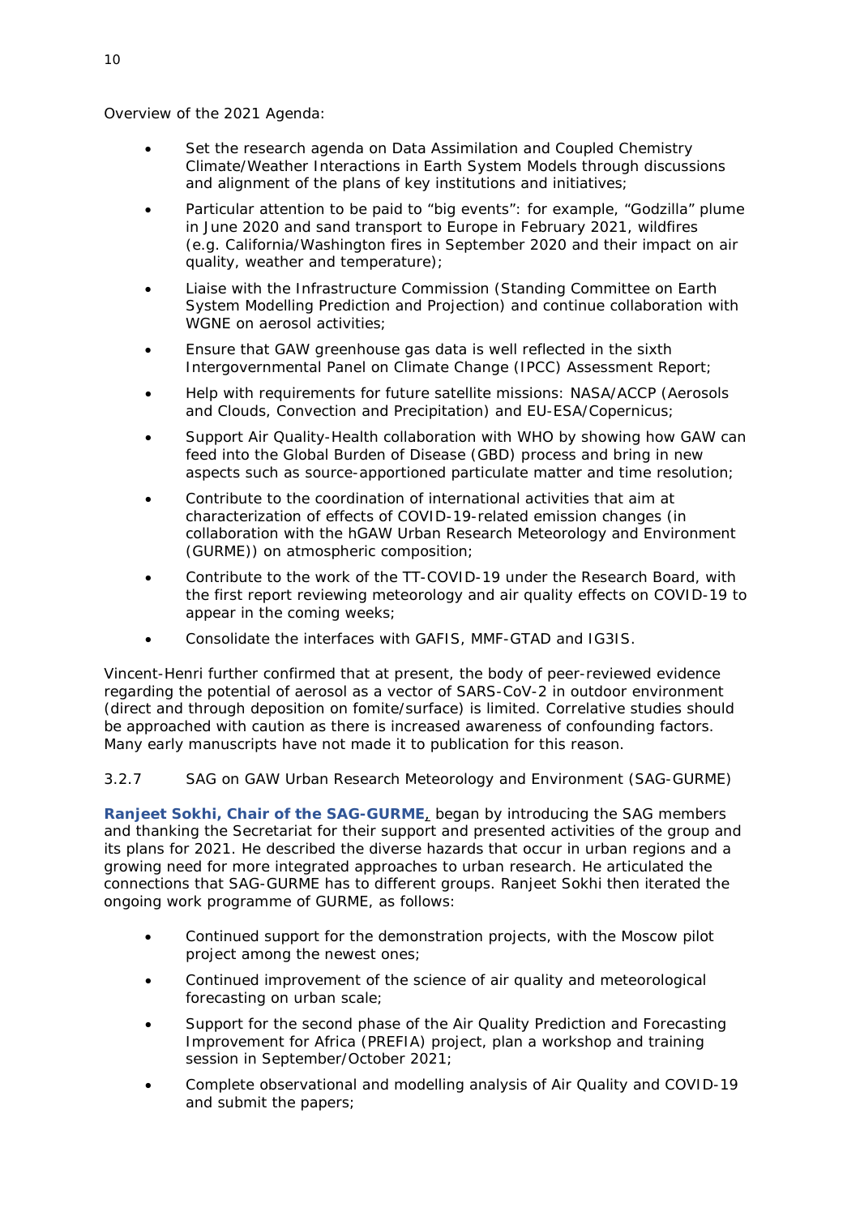Overview of the 2021 Agenda:

- Set the research agenda on Data Assimilation and Coupled Chemistry Climate/Weather Interactions in Earth System Models through discussions and alignment of the plans of key institutions and initiatives;
- Particular attention to be paid to "big events": for example, "Godzilla" plume in June 2020 and sand transport to Europe in February 2021, wildfires (e.g. California/Washington fires in September 2020 and their impact on air quality, weather and temperature);
- Liaise with the Infrastructure Commission (Standing Committee on Earth System Modelling Prediction and Projection) and continue collaboration with WGNE on aerosol activities;
- Ensure that GAW greenhouse gas data is well reflected in the sixth Intergovernmental Panel on Climate Change (IPCC) Assessment Report;
- Help with requirements for future satellite missions: NASA/ACCP (Aerosols and Clouds, Convection and Precipitation) and EU-ESA/Copernicus;
- Support Air Quality-Health collaboration with WHO by showing how GAW can feed into the Global Burden of Disease (GBD) process and bring in new aspects such as source-apportioned particulate matter and time resolution;
- Contribute to the coordination of international activities that aim at characterization of effects of COVID-19-related emission changes (in collaboration with the hGAW Urban Research Meteorology and Environment (GURME)) on atmospheric composition;
- Contribute to the work of the TT-COVID-19 under the Research Board, with the first report reviewing meteorology and air quality effects on COVID-19 to appear in the coming weeks;
- Consolidate the interfaces with GAFIS, MMF-GTAD and IG3IS.

Vincent-Henri further confirmed that at present, the body of peer-reviewed evidence regarding the potential of aerosol as a vector of SARS-CoV-2 in outdoor environment (direct and through deposition on fomite/surface) is limited. Correlative studies should be approached with caution as there is increased awareness of confounding factors. Many early manuscripts have not made it to publication for this reason.

3.2.7 SAG on GAW Urban Research Meteorology and Environment (SAG-GURME)

**Ranjeet Sokhi, Chair of the SAG-GURME**, began by introducing the SAG members and thanking the Secretariat for their support and presented activities of the group and its plans for 2021. He described the diverse hazards that occur in urban regions and a growing need for more integrated approaches to urban research. He articulated the connections that SAG-GURME has to different groups. Ranjeet Sokhi then iterated the ongoing work programme of GURME, as follows:

- Continued support for the demonstration projects, with the Moscow pilot project among the newest ones;
- Continued improvement of the science of air quality and meteorological forecasting on urban scale;
- Support for the second phase of the Air Quality Prediction and Forecasting Improvement for Africa (PREFIA) project, plan a workshop and training session in September/October 2021;
- Complete observational and modelling analysis of Air Quality and COVID-19 and submit the papers;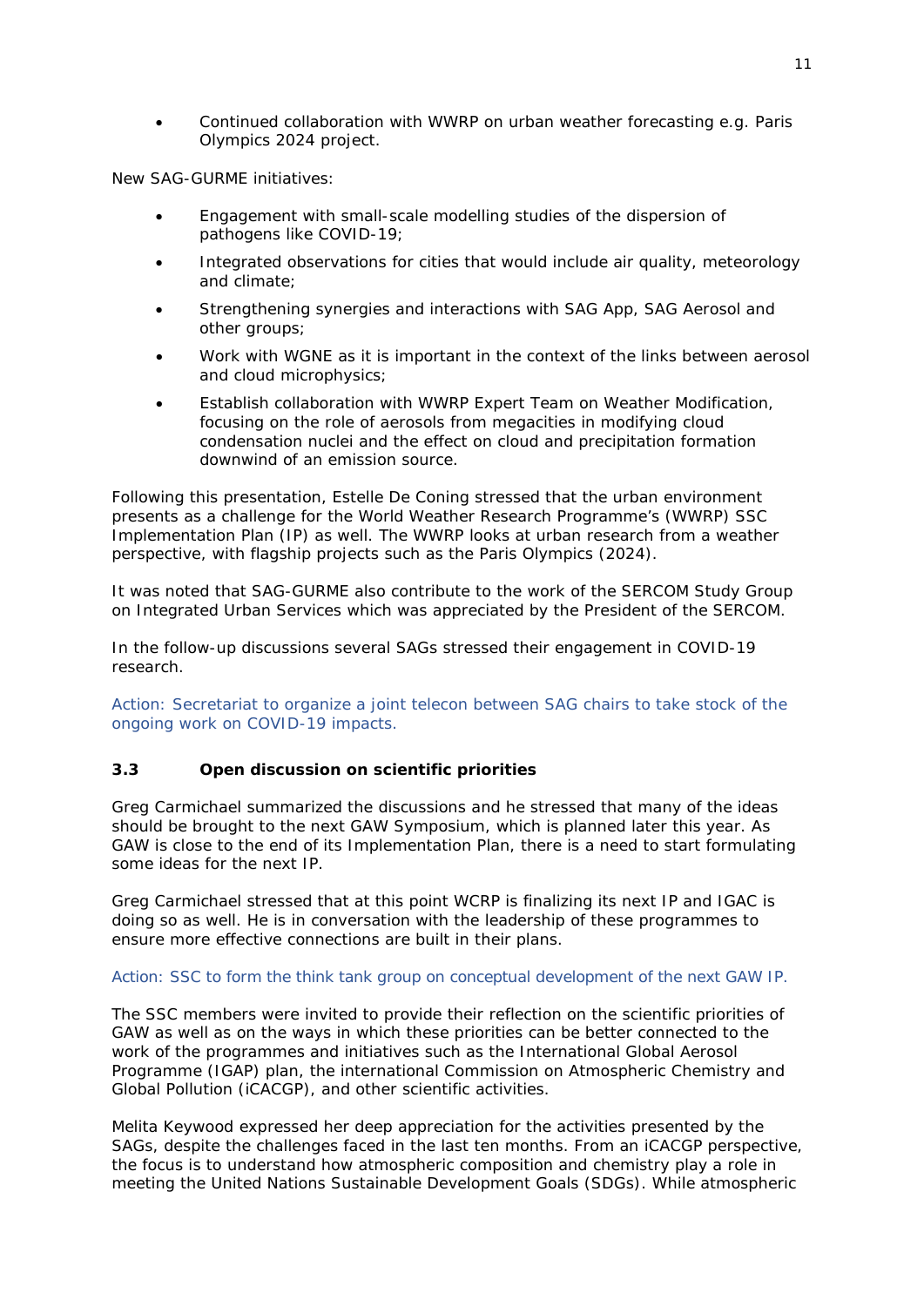- Continued collaboration with WWRP on urban weather forecasting e.g. Paris Olympics 2024 project.

New SAG-GURME initiatives:

- Engagement with small-scale modelling studies of the dispersion of pathogens like COVID-19;
- Integrated observations for cities that would include air quality, meteorology and climate;
- Strengthening synergies and interactions with SAG App, SAG Aerosol and other groups;
- Work with WGNE as it is important in the context of the links between aerosol and cloud microphysics;
- Establish collaboration with WWRP Expert Team on Weather Modification, focusing on the role of aerosols from megacities in modifying cloud condensation nuclei and the effect on cloud and precipitation formation downwind of an emission source.

Following this presentation, Estelle De Coning stressed that the urban environment presents as a challenge for the World Weather Research Programme's (WWRP) SSC Implementation Plan (IP) as well. The WWRP looks at urban research from a weather perspective, with flagship projects such as the Paris Olympics (2024).

It was noted that SAG-GURME also contribute to the work of the SERCOM Study Group on Integrated Urban Services which was appreciated by the President of the SERCOM.

In the follow-up discussions several SAGs stressed their engagement in COVID-19 research.

Action: Secretariat to organize a joint telecon between SAG chairs to take stock of the ongoing work on COVID-19 impacts.

### 3.3 Open discussion on scientific priorities

Greg Carmichael summarized the discussions and he stressed that many of the ideas should be brought to the next GAW Symposium, which is planned later this year. As GAW is close to the end of its Implementation Plan, there is a need to start formulating some ideas for the next IP.

Greg Carmichael stressed that at this point WCRP is finalizing its next IP and IGAC is doing so as well. He is in conversation with the leadership of these programmes to ensure more effective connections are built in their plans.

Action: SSC to form the think tank group on conceptual development of the next GAW IP.

The SSC members were invited to provide their reflection on the scientific priorities of GAW as well as on the ways in which these priorities can be better connected to the work of the programmes and initiatives such as the International Global Aerosol Programme (IGAP) plan, the international Commission on Atmospheric Chemistry and Global Pollution (iCACGP), and other scientific activities.

Melita Keywood expressed her deep appreciation for the activities presented by the SAGs, despite the challenges faced in the last ten months. From an iCACGP perspective, the focus is to understand how atmospheric composition and chemistry play a role in meeting the United Nations Sustainable Development Goals (SDGs). While atmospheric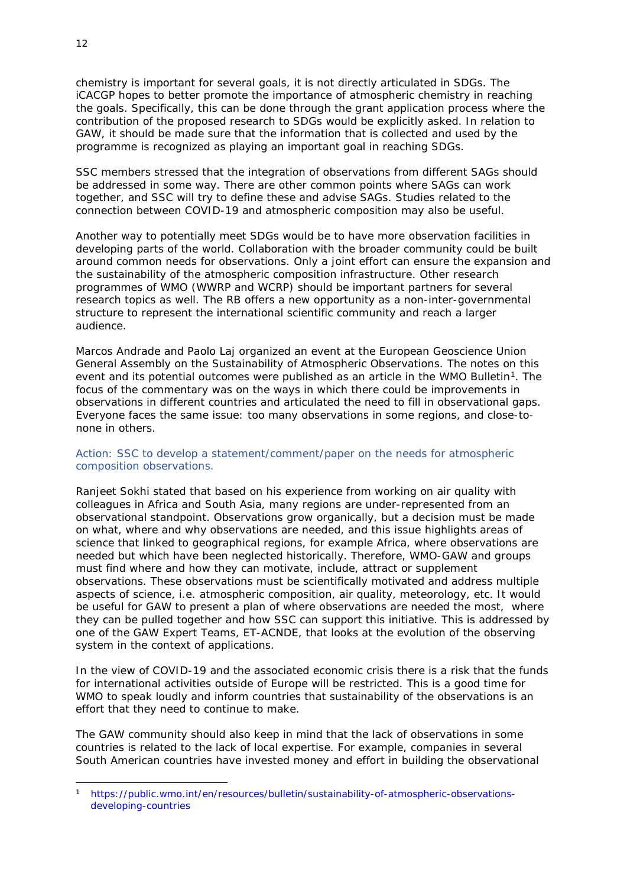chemistry is important for several goals, it is not directly articulated in SDGs. The iCACGP hopes to better promote the importance of atmospheric chemistry in reaching the goals. Specifically, this can be done through the grant application process where the contribution of the proposed research to SDGs would be explicitly asked. In relation to GAW, it should be made sure that the information that is collected and used by the programme is recognized as playing an important goal in reaching SDGs.

SSC members stressed that the integration of observations from different SAGs should be addressed in some way. There are other common points where SAGs can work together, and SSC will try to define these and advise SAGs. Studies related to the connection between COVID-19 and atmospheric composition may also be useful.

Another way to potentially meet SDGs would be to have more observation facilities in developing parts of the world. Collaboration with the broader community could be built around common needs for observations. Only a joint effort can ensure the expansion and the sustainability of the atmospheric composition infrastructure. Other research programmes of WMO (WWRP and WCRP) should be important partners for several research topics as well. The RB offers a new opportunity as a non-inter-governmental structure to represent the international scientific community and reach a larger audience.

Marcos Andrade and Paolo Laj organized an event at the European Geoscience Union General Assembly on the Sustainability of Atmospheric Observations. The notes on this event and its potential outcomes were published as an article in the WMO Bulletin[1]. The focus of the commentary was on the ways in which there could be improvements in observations in different countries and articulated the need to fill in observational gaps. Everyone faces the same issue: too many observations in some regions, and close-to-none in others.

Action: SSC to develop a statement/comment/paper on the needs for atmospheric composition observations.

Ranjeet Sokhi stated that based on his experience from working on air quality with colleagues in Africa and South Asia, many regions are under-represented from an observational standpoint. Observations grow organically, but a decision must be made on what, where and why observations are needed, and this issue highlights areas of science that linked to geographical regions, for example Africa, where observations are needed but which have been neglected historically. Therefore, WMO-GAW and groups must find where and how they can motivate, include, attract or supplement observations. These observations must be scientifically motivated and address multiple aspects of science, i.e. atmospheric composition, air quality, meteorology, etc. It would be useful for GAW to present a plan of where observations are needed the most, where they can be pulled together and how SSC can support this initiative. This is addressed by one of the GAW Expert Teams, ET-ACNDE, that looks at the evolution of the observing system in the context of applications.

In the view of COVID-19 and the associated economic crisis there is a risk that the funds for international activities outside of Europe will be restricted. This is a good time for WMO to speak loudly and inform countries that sustainability of the observations is an effort that they need to continue to make.

The GAW community should also keep in mind that the lack of observations in some countries is related to the lack of local expertise. For example, companies in several South American countries have invested money and effort in building the observational

[1] https://public.wmo.int/en/resources/bulletin/sustainability-of-atmospheric-observations-developing-countries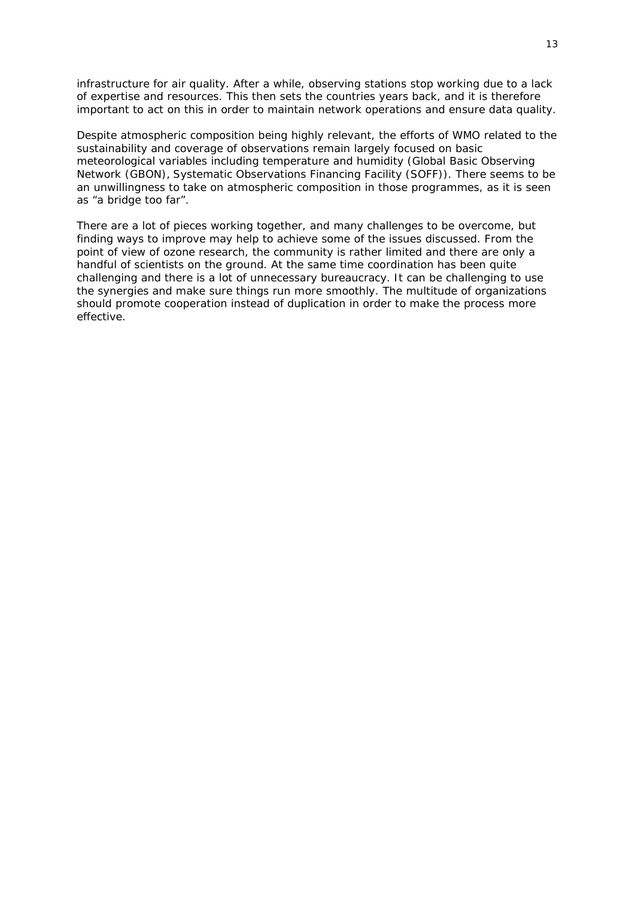infrastructure for air quality. After a while, observing stations stop working due to a lack of expertise and resources. This then sets the countries years back, and it is therefore important to act on this in order to maintain network operations and ensure data quality.

Despite atmospheric composition being highly relevant, the efforts of WMO related to the sustainability and coverage of observations remain largely focused on basic meteorological variables including temperature and humidity (Global Basic Observing Network (GBON), Systematic Observations Financing Facility (SOFF)). There seems to be an unwillingness to take on atmospheric composition in those programmes, as it is seen as "a bridge too far".

There are a lot of pieces working together, and many challenges to be overcome, but finding ways to improve may help to achieve some of the issues discussed. From the point of view of ozone research, the community is rather limited and there are only a handful of scientists on the ground. At the same time coordination has been quite challenging and there is a lot of unnecessary bureaucracy. It can be challenging to use the synergies and make sure things run more smoothly. The multitude of organizations should promote cooperation instead of duplication in order to make the process more effective.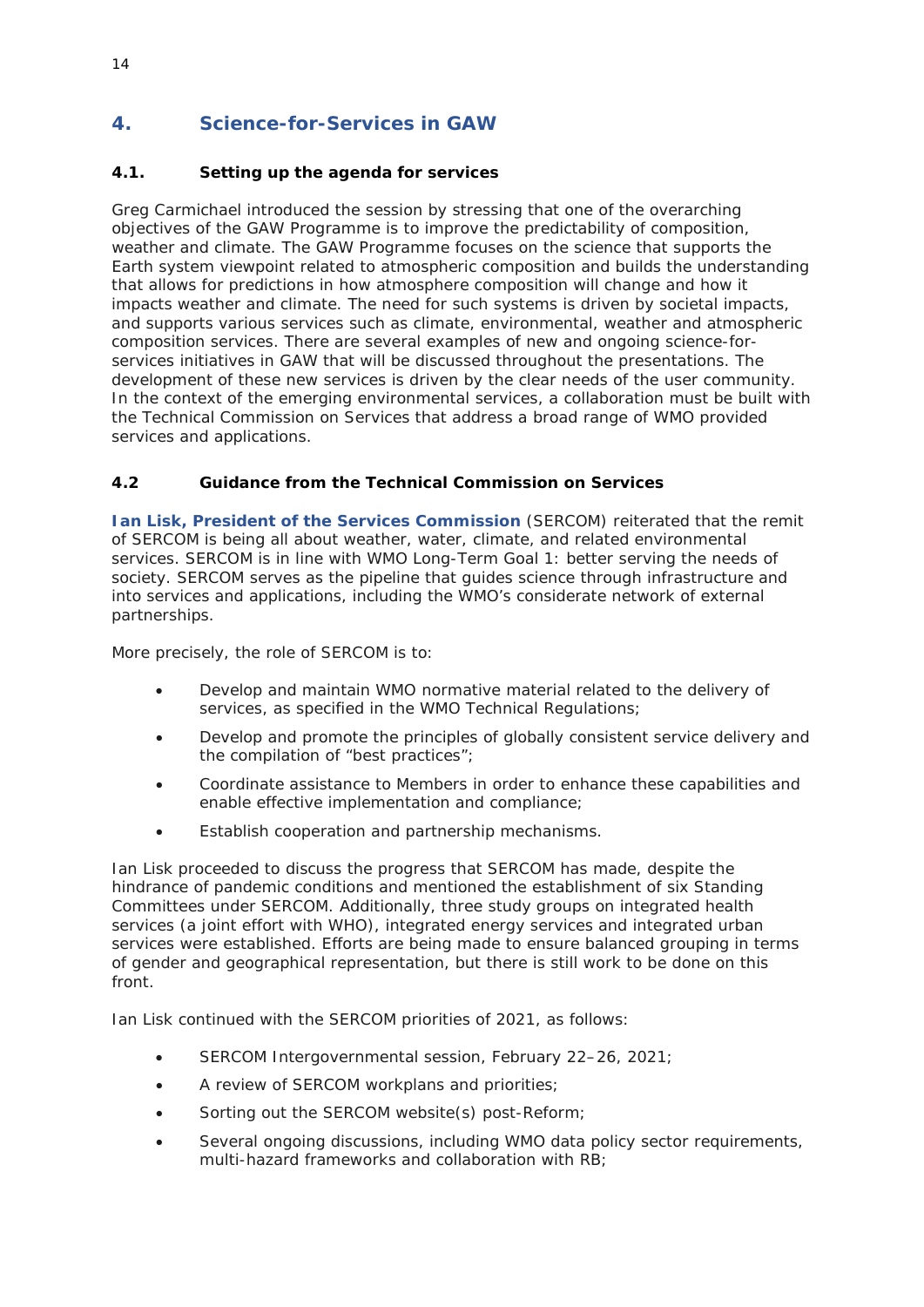## 4. Science-for-Services in GAW

### 4.1. Setting up the agenda for services

Greg Carmichael introduced the session by stressing that one of the overarching objectives of the GAW Programme is to improve the predictability of composition, weather and climate. The GAW Programme focuses on the science that supports the Earth system viewpoint related to atmospheric composition and builds the understanding that allows for predictions in how atmosphere composition will change and how it impacts weather and climate. The need for such systems is driven by societal impacts, and supports various services such as climate, environmental, weather and atmospheric composition services. There are several examples of new and ongoing science-for-services initiatives in GAW that will be discussed throughout the presentations. The development of these new services is driven by the clear needs of the user community. In the context of the emerging environmental services, a collaboration must be built with the Technical Commission on Services that address a broad range of WMO provided services and applications.

### 4.2 Guidance from the Technical Commission on Services

**Ian Lisk, President of the Services Commission** (SERCOM) reiterated that the remit of SERCOM is being all about weather, water, climate, and related environmental services. SERCOM is in line with WMO Long-Term Goal 1: better serving the needs of society. SERCOM serves as the pipeline that guides science through infrastructure and into services and applications, including the WMO's considerate network of external partnerships.

More precisely, the role of SERCOM is to:

- Develop and maintain WMO normative material related to the delivery of services, as specified in the WMO Technical Regulations;
- Develop and promote the principles of globally consistent service delivery and the compilation of "best practices";
- Coordinate assistance to Members in order to enhance these capabilities and enable effective implementation and compliance;
- Establish cooperation and partnership mechanisms.

Ian Lisk proceeded to discuss the progress that SERCOM has made, despite the hindrance of pandemic conditions and mentioned the establishment of six Standing Committees under SERCOM. Additionally, three study groups on integrated health services (a joint effort with WHO), integrated energy services and integrated urban services were established. Efforts are being made to ensure balanced grouping in terms of gender and geographical representation, but there is still work to be done on this front.

Ian Lisk continued with the SERCOM priorities of 2021, as follows:

- SERCOM Intergovernmental session, February 22–26, 2021;
- A review of SERCOM workplans and priorities;
- Sorting out the SERCOM website(s) post-Reform;
- Several ongoing discussions, including WMO data policy sector requirements, multi-hazard frameworks and collaboration with RB;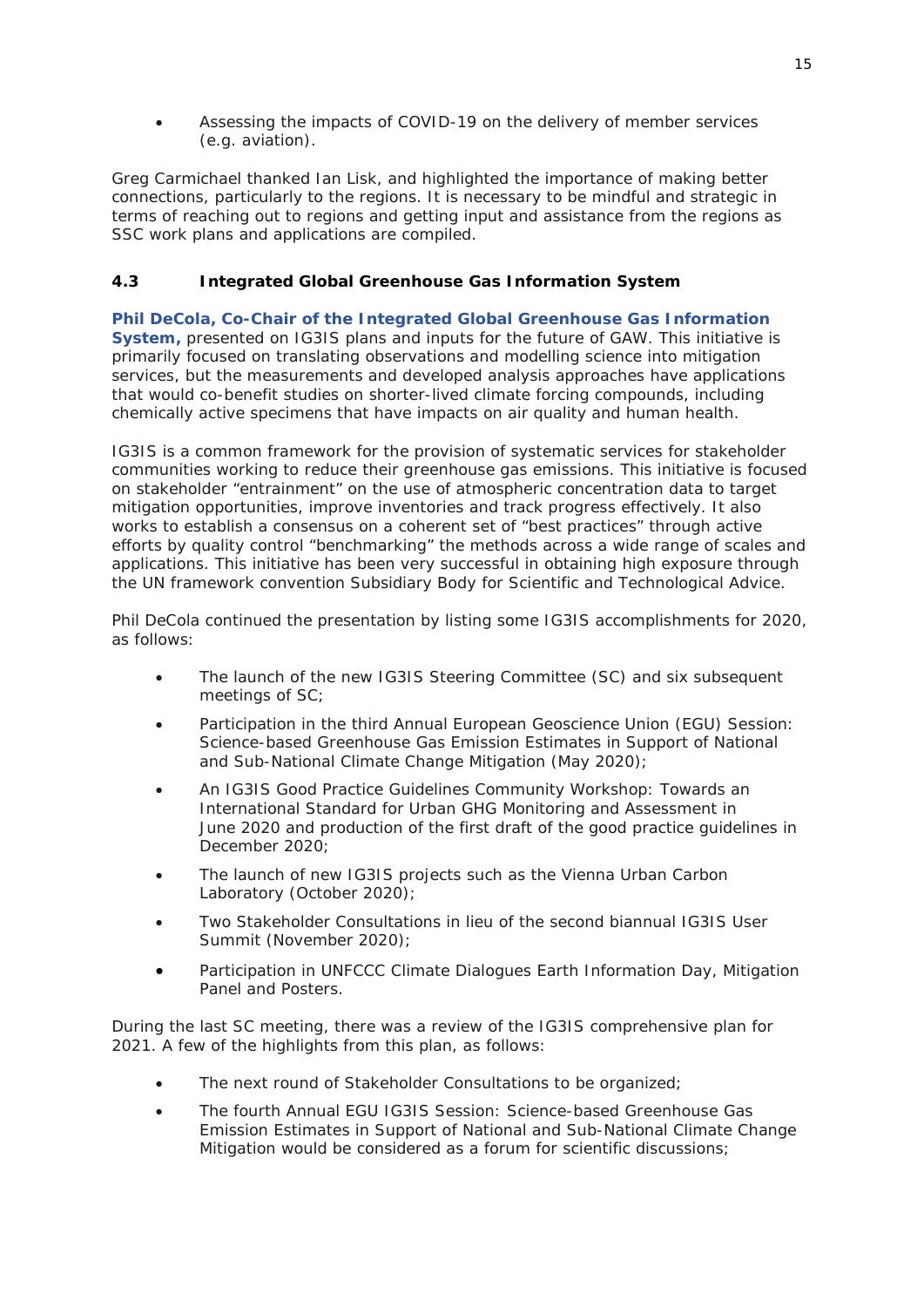- Assessing the impacts of COVID-19 on the delivery of member services (e.g. aviation).

Greg Carmichael thanked Ian Lisk, and highlighted the importance of making better connections, particularly to the regions. It is necessary to be mindful and strategic in terms of reaching out to regions and getting input and assistance from the regions as SSC work plans and applications are compiled.

### 4.3 Integrated Global Greenhouse Gas Information System

**Phil DeCola, Co-Chair of the Integrated Global Greenhouse Gas Information System,** presented on IG3IS plans and inputs for the future of GAW. This initiative is primarily focused on translating observations and modelling science into mitigation services, but the measurements and developed analysis approaches have applications that would co-benefit studies on shorter-lived climate forcing compounds, including chemically active specimens that have impacts on air quality and human health.

IG3IS is a common framework for the provision of systematic services for stakeholder communities working to reduce their greenhouse gas emissions. This initiative is focused on stakeholder "entrainment" on the use of atmospheric concentration data to target mitigation opportunities, improve inventories and track progress effectively. It also works to establish a consensus on a coherent set of "best practices" through active efforts by quality control "benchmarking" the methods across a wide range of scales and applications. This initiative has been very successful in obtaining high exposure through the UN framework convention Subsidiary Body for Scientific and Technological Advice.

Phil DeCola continued the presentation by listing some IG3IS accomplishments for 2020, as follows:

- The launch of the new IG3IS Steering Committee (SC) and six subsequent meetings of SC;
- Participation in the third Annual European Geoscience Union (EGU) Session: Science-based Greenhouse Gas Emission Estimates in Support of National and Sub-National Climate Change Mitigation (May 2020);
- An IG3IS Good Practice Guidelines Community Workshop: Towards an International Standard for Urban GHG Monitoring and Assessment in June 2020 and production of the first draft of the good practice guidelines in December 2020;
- The launch of new IG3IS projects such as the Vienna Urban Carbon Laboratory (October 2020);
- Two Stakeholder Consultations in lieu of the second biannual IG3IS User Summit (November 2020);
- Participation in UNFCCC Climate Dialogues Earth Information Day, Mitigation Panel and Posters.

During the last SC meeting, there was a review of the IG3IS comprehensive plan for 2021. A few of the highlights from this plan, as follows:

- The next round of Stakeholder Consultations to be organized;
- The fourth Annual EGU IG3IS Session: Science-based Greenhouse Gas Emission Estimates in Support of National and Sub-National Climate Change Mitigation would be considered as a forum for scientific discussions;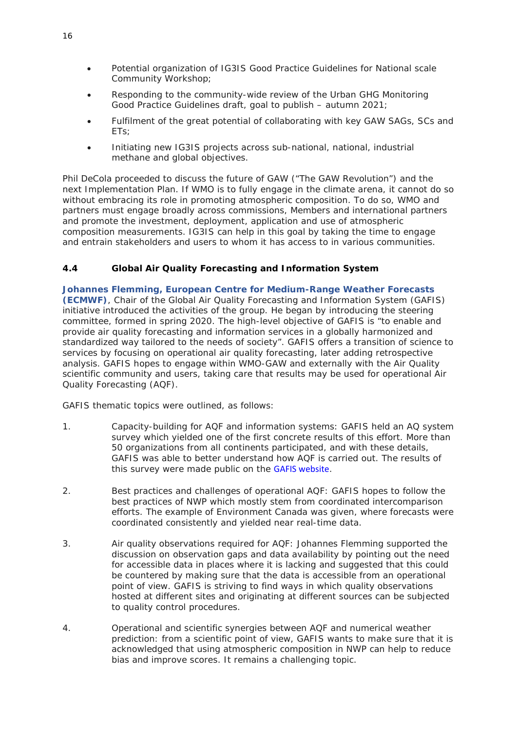- Potential organization of IG3IS Good Practice Guidelines for National scale Community Workshop;
- Responding to the community-wide review of the Urban GHG Monitoring Good Practice Guidelines draft, goal to publish – autumn 2021;
- Fulfilment of the great potential of collaborating with key GAW SAGs, SCs and ETs;
- Initiating new IG3IS projects across sub-national, national, industrial methane and global objectives.

Phil DeCola proceeded to discuss the future of GAW ("The GAW Revolution") and the next Implementation Plan. If WMO is to fully engage in the climate arena, it cannot do so without embracing its role in promoting atmospheric composition. To do so, WMO and partners must engage broadly across commissions, Members and international partners and promote the investment, deployment, application and use of atmospheric composition measurements. IG3IS can help in this goal by taking the time to engage and entrain stakeholders and users to whom it has access to in various communities.

### 4.4 Global Air Quality Forecasting and Information System

**Johannes Flemming, European Centre for Medium-Range Weather Forecasts (ECMWF)**, Chair of the Global Air Quality Forecasting and Information System (GAFIS) initiative introduced the activities of the group. He began by introducing the steering committee, formed in spring 2020. The high-level objective of GAFIS is "to enable and provide air quality forecasting and information services in a globally harmonized and standardized way tailored to the needs of society". GAFIS offers a transition of science to services by focusing on operational air quality forecasting, later adding retrospective analysis. GAFIS hopes to engage within WMO-GAW and externally with the Air Quality scientific community and users, taking care that results may be used for operational Air Quality Forecasting (AQF).

GAFIS thematic topics were outlined, as follows:

1. Capacity-building for AQF and information systems: GAFIS held an AQ system survey which yielded one of the first concrete results of this effort. More than 50 organizations from all continents participated, and with these details, GAFIS was able to better understand how AQF is carried out. The results of this survey were made public on the GAFIS website.

2. Best practices and challenges of operational AQF: GAFIS hopes to follow the best practices of NWP which mostly stem from coordinated intercomparison efforts. The example of Environment Canada was given, where forecasts were coordinated consistently and yielded near real-time data.

3. Air quality observations required for AQF: Johannes Flemming supported the discussion on observation gaps and data availability by pointing out the need for accessible data in places where it is lacking and suggested that this could be countered by making sure that the data is accessible from an operational point of view. GAFIS is striving to find ways in which quality observations hosted at different sites and originating at different sources can be subjected to quality control procedures.

4. Operational and scientific synergies between AQF and numerical weather prediction: from a scientific point of view, GAFIS wants to make sure that it is acknowledged that using atmospheric composition in NWP can help to reduce bias and improve scores. It remains a challenging topic.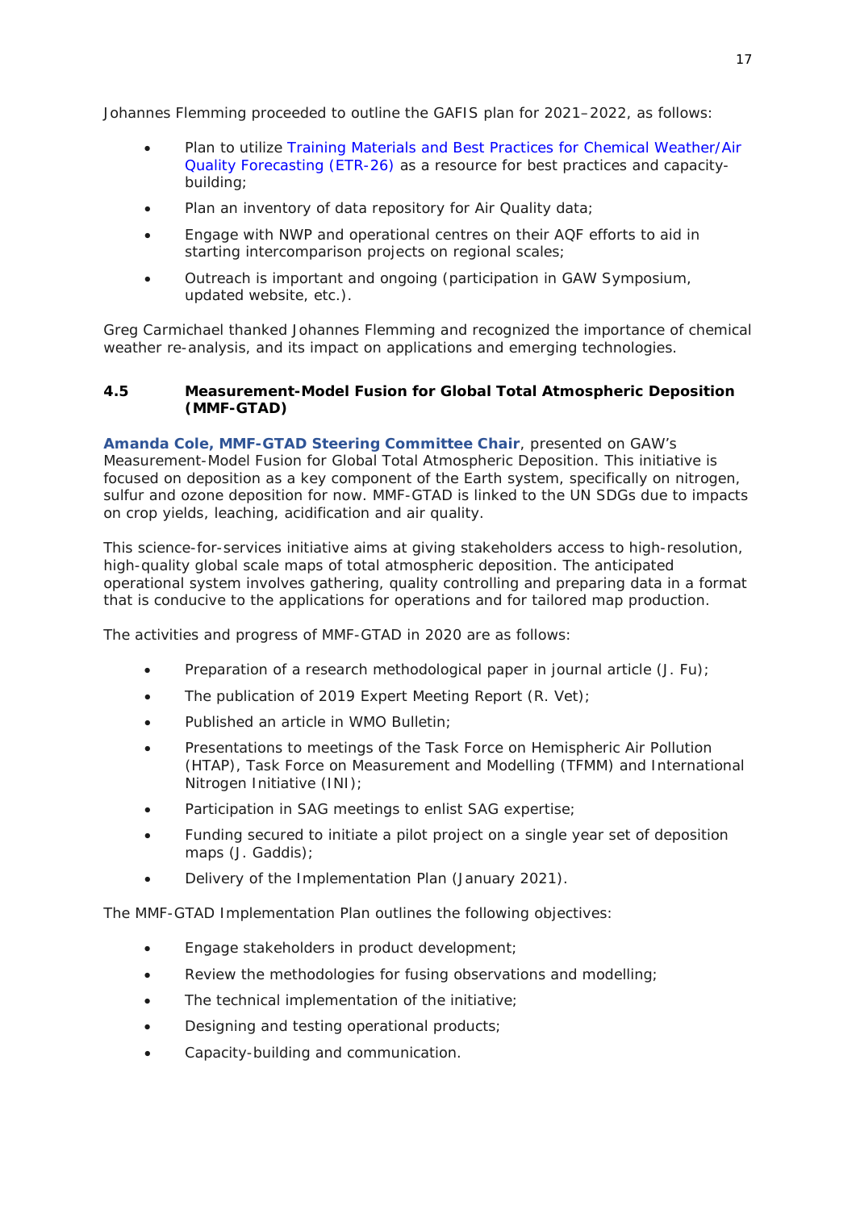Johannes Flemming proceeded to outline the GAFIS plan for 2021–2022, as follows:

- Plan to utilize Training Materials and Best Practices for Chemical Weather/Air Quality Forecasting (ETR-26) as a resource for best practices and capacity-building;
- Plan an inventory of data repository for Air Quality data;
- Engage with NWP and operational centres on their AQF efforts to aid in starting intercomparison projects on regional scales;
- Outreach is important and ongoing (participation in GAW Symposium, updated website, etc.).

Greg Carmichael thanked Johannes Flemming and recognized the importance of chemical weather re-analysis, and its impact on applications and emerging technologies.

### 4.5 Measurement-Model Fusion for Global Total Atmospheric Deposition (MMF-GTAD)

**Amanda Cole, MMF-GTAD Steering Committee Chair**, presented on GAW's Measurement-Model Fusion for Global Total Atmospheric Deposition. This initiative is focused on deposition as a key component of the Earth system, specifically on nitrogen, sulfur and ozone deposition for now. MMF-GTAD is linked to the UN SDGs due to impacts on crop yields, leaching, acidification and air quality.

This science-for-services initiative aims at giving stakeholders access to high-resolution, high-quality global scale maps of total atmospheric deposition. The anticipated operational system involves gathering, quality controlling and preparing data in a format that is conducive to the applications for operations and for tailored map production.

The activities and progress of MMF-GTAD in 2020 are as follows:

- Preparation of a research methodological paper in journal article (J. Fu);
- The publication of 2019 Expert Meeting Report (R. Vet);
- Published an article in WMO Bulletin;
- Presentations to meetings of the Task Force on Hemispheric Air Pollution (HTAP), Task Force on Measurement and Modelling (TFMM) and International Nitrogen Initiative (INI);
- Participation in SAG meetings to enlist SAG expertise;
- Funding secured to initiate a pilot project on a single year set of deposition maps (J. Gaddis);
- Delivery of the Implementation Plan (January 2021).

The MMF-GTAD Implementation Plan outlines the following objectives:

- Engage stakeholders in product development;
- Review the methodologies for fusing observations and modelling;
- The technical implementation of the initiative;
- Designing and testing operational products;
- Capacity-building and communication.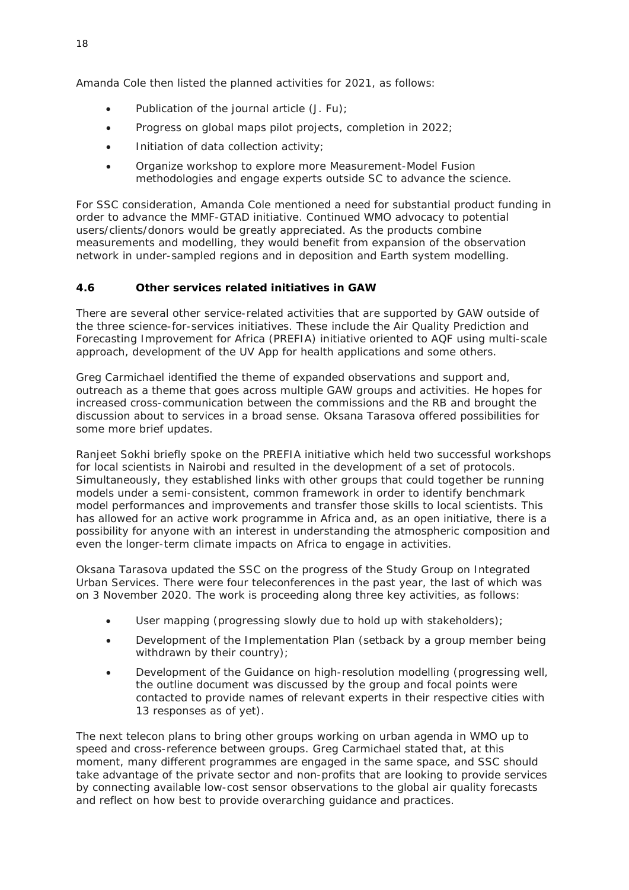Amanda Cole then listed the planned activities for 2021, as follows:

- Publication of the journal article (J. Fu);
- Progress on global maps pilot projects, completion in 2022;
- Initiation of data collection activity;
- Organize workshop to explore more Measurement-Model Fusion methodologies and engage experts outside SC to advance the science.

For SSC consideration, Amanda Cole mentioned a need for substantial product funding in order to advance the MMF-GTAD initiative. Continued WMO advocacy to potential users/clients/donors would be greatly appreciated. As the products combine measurements and modelling, they would benefit from expansion of the observation network in under-sampled regions and in deposition and Earth system modelling.

### 4.6 Other services related initiatives in GAW

There are several other service-related activities that are supported by GAW outside of the three science-for-services initiatives. These include the Air Quality Prediction and Forecasting Improvement for Africa (PREFIA) initiative oriented to AQF using multi-scale approach, development of the UV App for health applications and some others.

Greg Carmichael identified the theme of expanded observations and support and, outreach as a theme that goes across multiple GAW groups and activities. He hopes for increased cross-communication between the commissions and the RB and brought the discussion about to services in a broad sense. Oksana Tarasova offered possibilities for some more brief updates.

Ranjeet Sokhi briefly spoke on the PREFIA initiative which held two successful workshops for local scientists in Nairobi and resulted in the development of a set of protocols. Simultaneously, they established links with other groups that could together be running models under a semi-consistent, common framework in order to identify benchmark model performances and improvements and transfer those skills to local scientists. This has allowed for an active work programme in Africa and, as an open initiative, there is a possibility for anyone with an interest in understanding the atmospheric composition and even the longer-term climate impacts on Africa to engage in activities.

Oksana Tarasova updated the SSC on the progress of the Study Group on Integrated Urban Services. There were four teleconferences in the past year, the last of which was on 3 November 2020. The work is proceeding along three key activities, as follows:

- User mapping (progressing slowly due to hold up with stakeholders);
- Development of the Implementation Plan (setback by a group member being withdrawn by their country);
- Development of the Guidance on high-resolution modelling (progressing well, the outline document was discussed by the group and focal points were contacted to provide names of relevant experts in their respective cities with 13 responses as of yet).

The next telecon plans to bring other groups working on urban agenda in WMO up to speed and cross-reference between groups. Greg Carmichael stated that, at this moment, many different programmes are engaged in the same space, and SSC should take advantage of the private sector and non-profits that are looking to provide services by connecting available low-cost sensor observations to the global air quality forecasts and reflect on how best to provide overarching guidance and practices.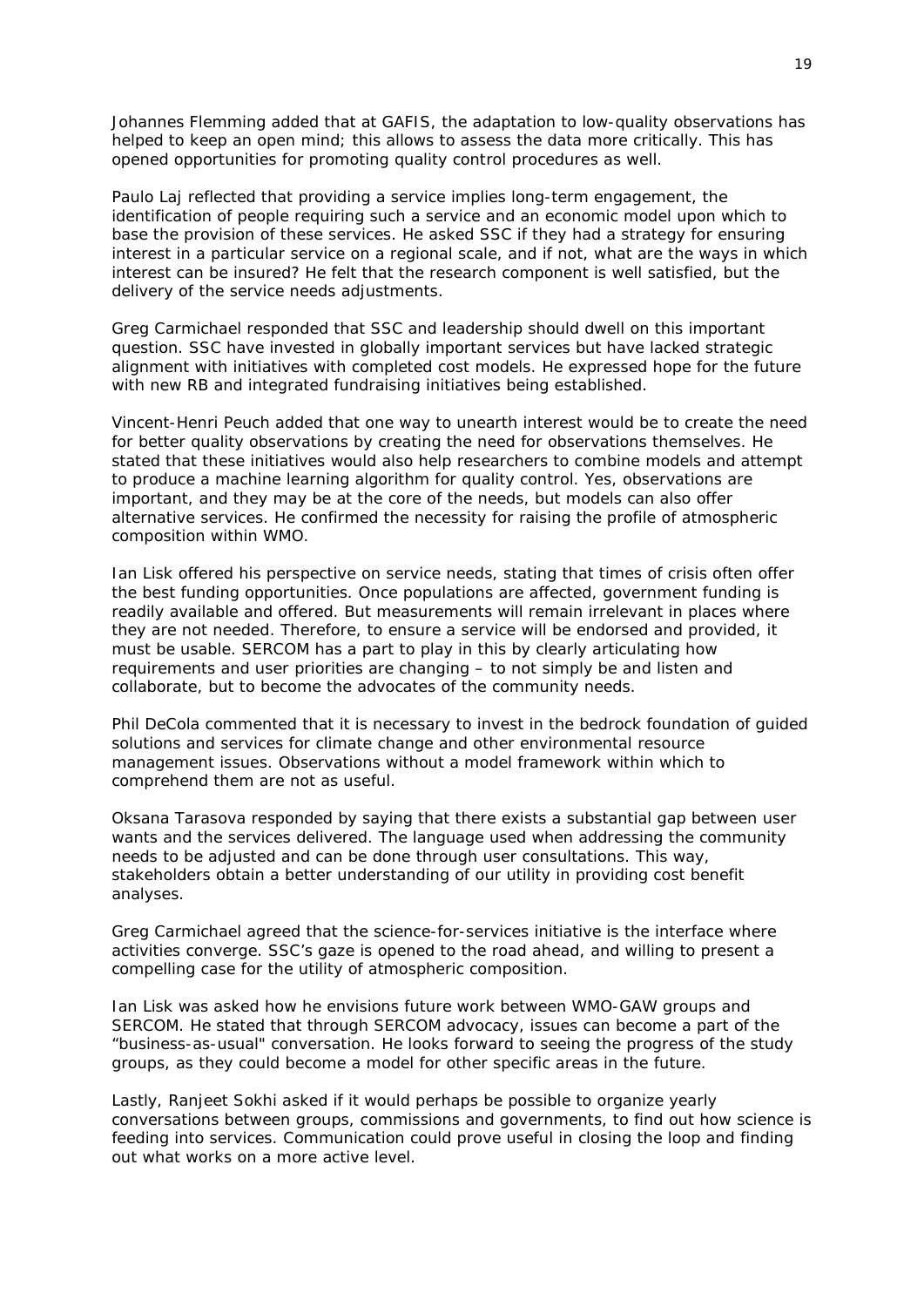Johannes Flemming added that at GAFIS, the adaptation to low-quality observations has helped to keep an open mind; this allows to assess the data more critically. This has opened opportunities for promoting quality control procedures as well.

Paulo Laj reflected that providing a service implies long-term engagement, the identification of people requiring such a service and an economic model upon which to base the provision of these services. He asked SSC if they had a strategy for ensuring interest in a particular service on a regional scale, and if not, what are the ways in which interest can be insured? He felt that the research component is well satisfied, but the delivery of the service needs adjustments.

Greg Carmichael responded that SSC and leadership should dwell on this important question. SSC have invested in globally important services but have lacked strategic alignment with initiatives with completed cost models. He expressed hope for the future with new RB and integrated fundraising initiatives being established.

Vincent-Henri Peuch added that one way to unearth interest would be to create the need for better quality observations by creating the need for observations themselves. He stated that these initiatives would also help researchers to combine models and attempt to produce a machine learning algorithm for quality control. Yes, observations are important, and they may be at the core of the needs, but models can also offer alternative services. He confirmed the necessity for raising the profile of atmospheric composition within WMO.

Ian Lisk offered his perspective on service needs, stating that times of crisis often offer the best funding opportunities. Once populations are affected, government funding is readily available and offered. But measurements will remain irrelevant in places where they are not needed. Therefore, to ensure a service will be endorsed and provided, it must be usable. SERCOM has a part to play in this by clearly articulating how requirements and user priorities are changing – to not simply be and listen and collaborate, but to become the advocates of the community needs.

Phil DeCola commented that it is necessary to invest in the bedrock foundation of guided solutions and services for climate change and other environmental resource management issues. Observations without a model framework within which to comprehend them are not as useful.

Oksana Tarasova responded by saying that there exists a substantial gap between user wants and the services delivered. The language used when addressing the community needs to be adjusted and can be done through user consultations. This way, stakeholders obtain a better understanding of our utility in providing cost benefit analyses.

Greg Carmichael agreed that the science-for-services initiative is the interface where activities converge. SSC's gaze is opened to the road ahead, and willing to present a compelling case for the utility of atmospheric composition.

Ian Lisk was asked how he envisions future work between WMO-GAW groups and SERCOM. He stated that through SERCOM advocacy, issues can become a part of the "business-as-usual" conversation. He looks forward to seeing the progress of the study groups, as they could become a model for other specific areas in the future.

Lastly, Ranjeet Sokhi asked if it would perhaps be possible to organize yearly conversations between groups, commissions and governments, to find out how science is feeding into services. Communication could prove useful in closing the loop and finding out what works on a more active level.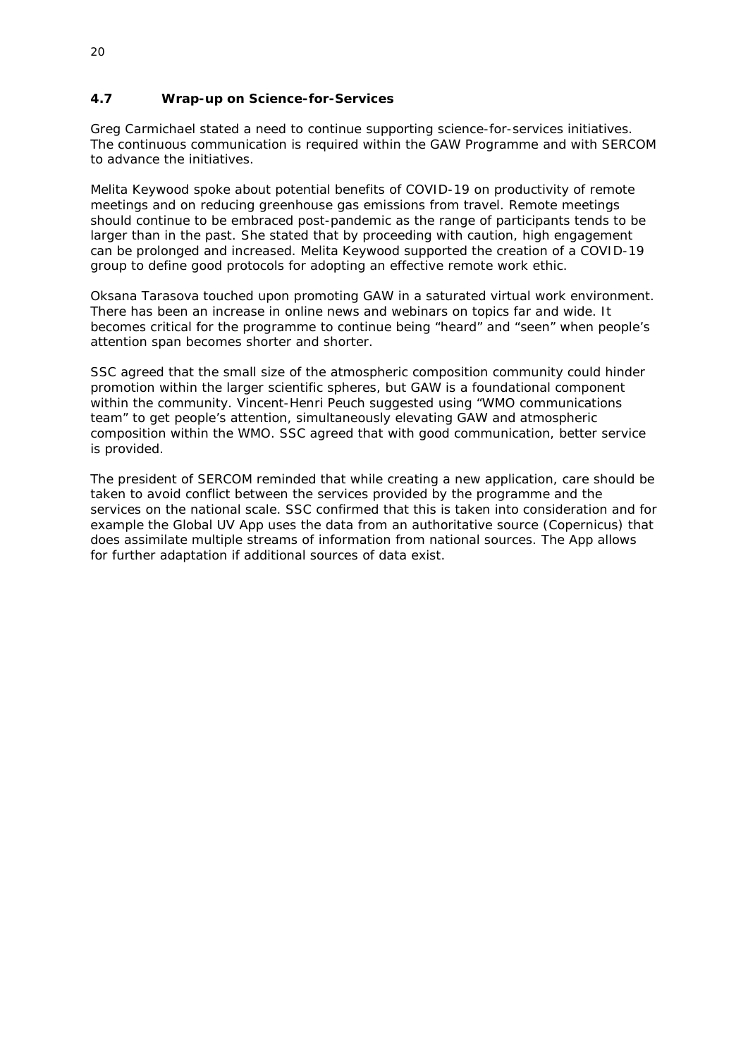### 4.7 Wrap-up on Science-for-Services

Greg Carmichael stated a need to continue supporting science-for-services initiatives. The continuous communication is required within the GAW Programme and with SERCOM to advance the initiatives.

Melita Keywood spoke about potential benefits of COVID-19 on productivity of remote meetings and on reducing greenhouse gas emissions from travel. Remote meetings should continue to be embraced post-pandemic as the range of participants tends to be larger than in the past. She stated that by proceeding with caution, high engagement can be prolonged and increased. Melita Keywood supported the creation of a COVID-19 group to define good protocols for adopting an effective remote work ethic.

Oksana Tarasova touched upon promoting GAW in a saturated virtual work environment. There has been an increase in online news and webinars on topics far and wide. It becomes critical for the programme to continue being "heard" and "seen" when people's attention span becomes shorter and shorter.

SSC agreed that the small size of the atmospheric composition community could hinder promotion within the larger scientific spheres, but GAW is a foundational component within the community. Vincent-Henri Peuch suggested using "WMO communications team" to get people's attention, simultaneously elevating GAW and atmospheric composition within the WMO. SSC agreed that with good communication, better service is provided.

The president of SERCOM reminded that while creating a new application, care should be taken to avoid conflict between the services provided by the programme and the services on the national scale. SSC confirmed that this is taken into consideration and for example the Global UV App uses the data from an authoritative source (Copernicus) that does assimilate multiple streams of information from national sources. The App allows for further adaptation if additional sources of data exist.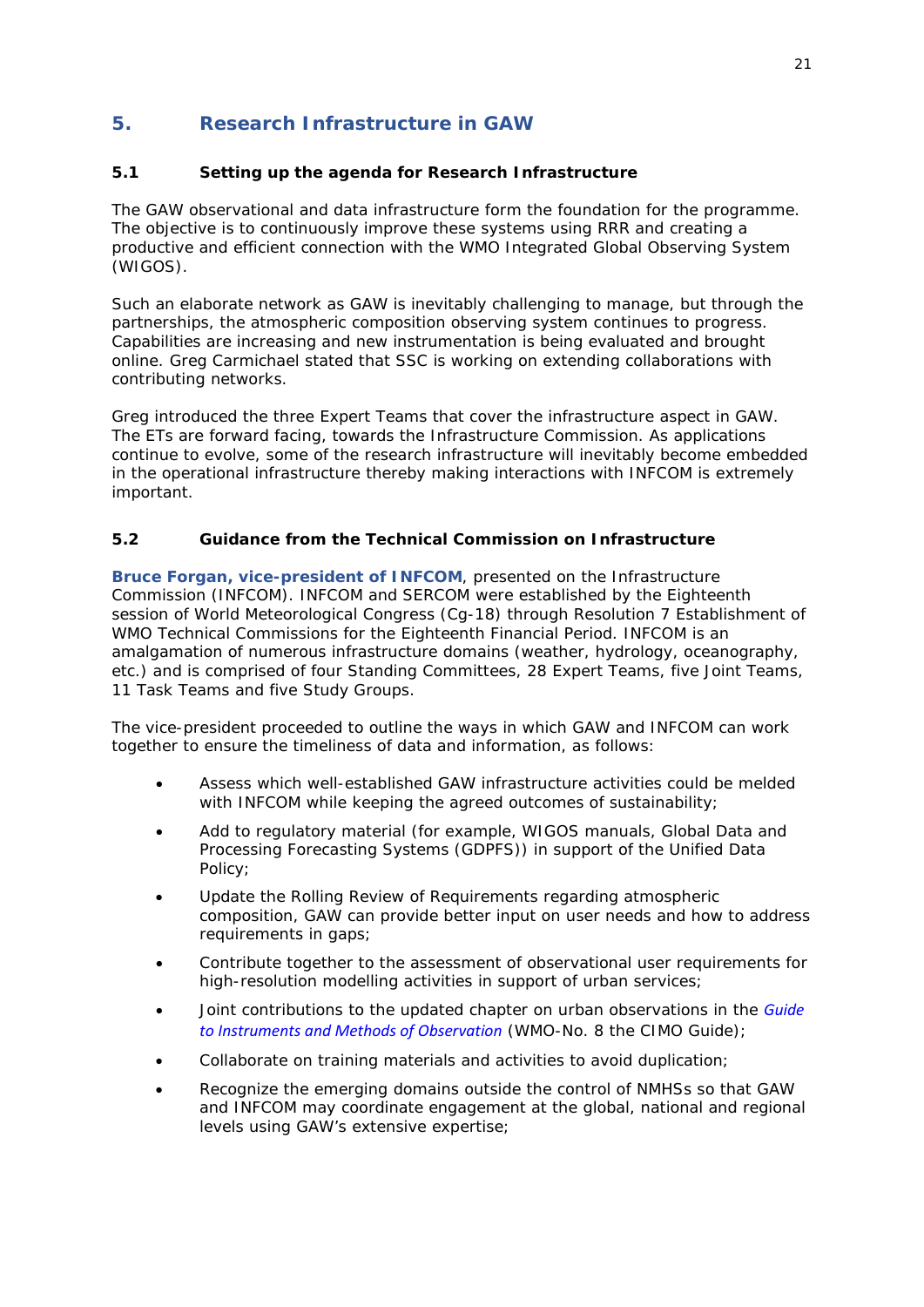## 5. Research Infrastructure in GAW

### 5.1 Setting up the agenda for Research Infrastructure

The GAW observational and data infrastructure form the foundation for the programme. The objective is to continuously improve these systems using RRR and creating a productive and efficient connection with the WMO Integrated Global Observing System (WIGOS).

Such an elaborate network as GAW is inevitably challenging to manage, but through the partnerships, the atmospheric composition observing system continues to progress. Capabilities are increasing and new instrumentation is being evaluated and brought online. Greg Carmichael stated that SSC is working on extending collaborations with contributing networks.

Greg introduced the three Expert Teams that cover the infrastructure aspect in GAW. The ETs are forward facing, towards the Infrastructure Commission. As applications continue to evolve, some of the research infrastructure will inevitably become embedded in the operational infrastructure thereby making interactions with INFCOM is extremely important.

### 5.2 Guidance from the Technical Commission on Infrastructure

**Bruce Forgan, vice-president of INFCOM**, presented on the Infrastructure Commission (INFCOM). INFCOM and SERCOM were established by the Eighteenth session of World Meteorological Congress (Cg-18) through Resolution 7 Establishment of WMO Technical Commissions for the Eighteenth Financial Period. INFCOM is an amalgamation of numerous infrastructure domains (weather, hydrology, oceanography, etc.) and is comprised of four Standing Committees, 28 Expert Teams, five Joint Teams, 11 Task Teams and five Study Groups.

The vice-president proceeded to outline the ways in which GAW and INFCOM can work together to ensure the timeliness of data and information, as follows:

- Assess which well-established GAW infrastructure activities could be melded with INFCOM while keeping the agreed outcomes of sustainability;
- Add to regulatory material (for example, WIGOS manuals, Global Data and Processing Forecasting Systems (GDPFS)) in support of the Unified Data Policy;
- Update the Rolling Review of Requirements regarding atmospheric composition, GAW can provide better input on user needs and how to address requirements in gaps;
- Contribute together to the assessment of observational user requirements for high-resolution modelling activities in support of urban services;
- Joint contributions to the updated chapter on urban observations in the *Guide to Instruments and Methods of Observation* (WMO-No. 8 the CIMO Guide);
- Collaborate on training materials and activities to avoid duplication;
- Recognize the emerging domains outside the control of NMHSs so that GAW and INFCOM may coordinate engagement at the global, national and regional levels using GAW's extensive expertise;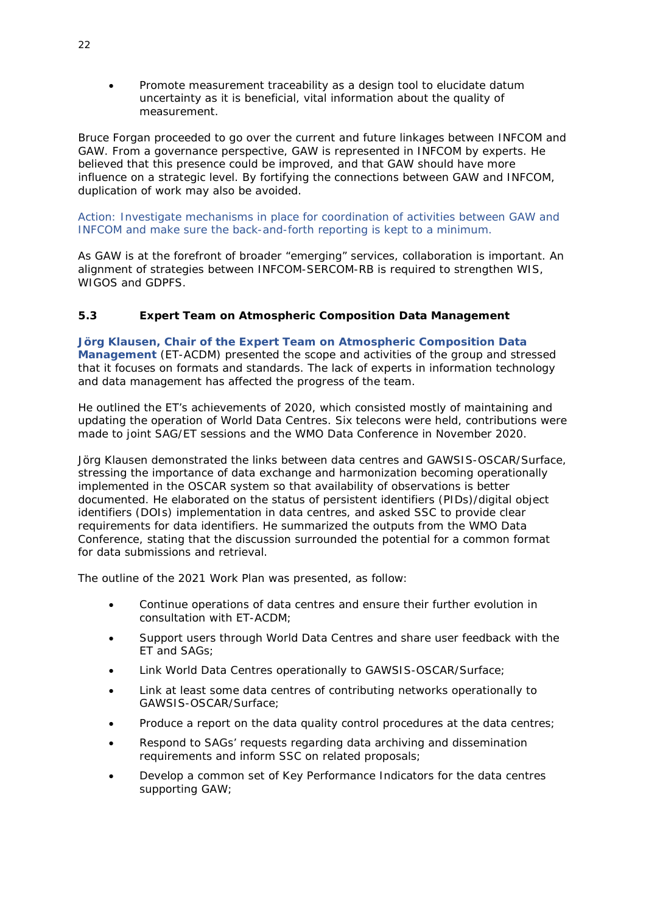- Promote measurement traceability as a design tool to elucidate datum uncertainty as it is beneficial, vital information about the quality of measurement.

Bruce Forgan proceeded to go over the current and future linkages between INFCOM and GAW. From a governance perspective, GAW is represented in INFCOM by experts. He believed that this presence could be improved, and that GAW should have more influence on a strategic level. By fortifying the connections between GAW and INFCOM, duplication of work may also be avoided.

Action: Investigate mechanisms in place for coordination of activities between GAW and INFCOM and make sure the back-and-forth reporting is kept to a minimum.

As GAW is at the forefront of broader "emerging" services, collaboration is important. An alignment of strategies between INFCOM-SERCOM-RB is required to strengthen WIS, WIGOS and GDPFS.

### 5.3 Expert Team on Atmospheric Composition Data Management

**Jörg Klausen, Chair of the Expert Team on Atmospheric Composition Data Management** (ET-ACDM) presented the scope and activities of the group and stressed that it focuses on formats and standards. The lack of experts in information technology and data management has affected the progress of the team.

He outlined the ET's achievements of 2020, which consisted mostly of maintaining and updating the operation of World Data Centres. Six telecons were held, contributions were made to joint SAG/ET sessions and the WMO Data Conference in November 2020.

Jörg Klausen demonstrated the links between data centres and GAWSIS-OSCAR/Surface, stressing the importance of data exchange and harmonization becoming operationally implemented in the OSCAR system so that availability of observations is better documented. He elaborated on the status of persistent identifiers (PIDs)/digital object identifiers (DOIs) implementation in data centres, and asked SSC to provide clear requirements for data identifiers. He summarized the outputs from the WMO Data Conference, stating that the discussion surrounded the potential for a common format for data submissions and retrieval.

The outline of the 2021 Work Plan was presented, as follow:

- Continue operations of data centres and ensure their further evolution in consultation with ET-ACDM;
- Support users through World Data Centres and share user feedback with the ET and SAGs;
- Link World Data Centres operationally to GAWSIS-OSCAR/Surface;
- Link at least some data centres of contributing networks operationally to GAWSIS-OSCAR/Surface;
- Produce a report on the data quality control procedures at the data centres;
- Respond to SAGs' requests regarding data archiving and dissemination requirements and inform SSC on related proposals;
- Develop a common set of Key Performance Indicators for the data centres supporting GAW;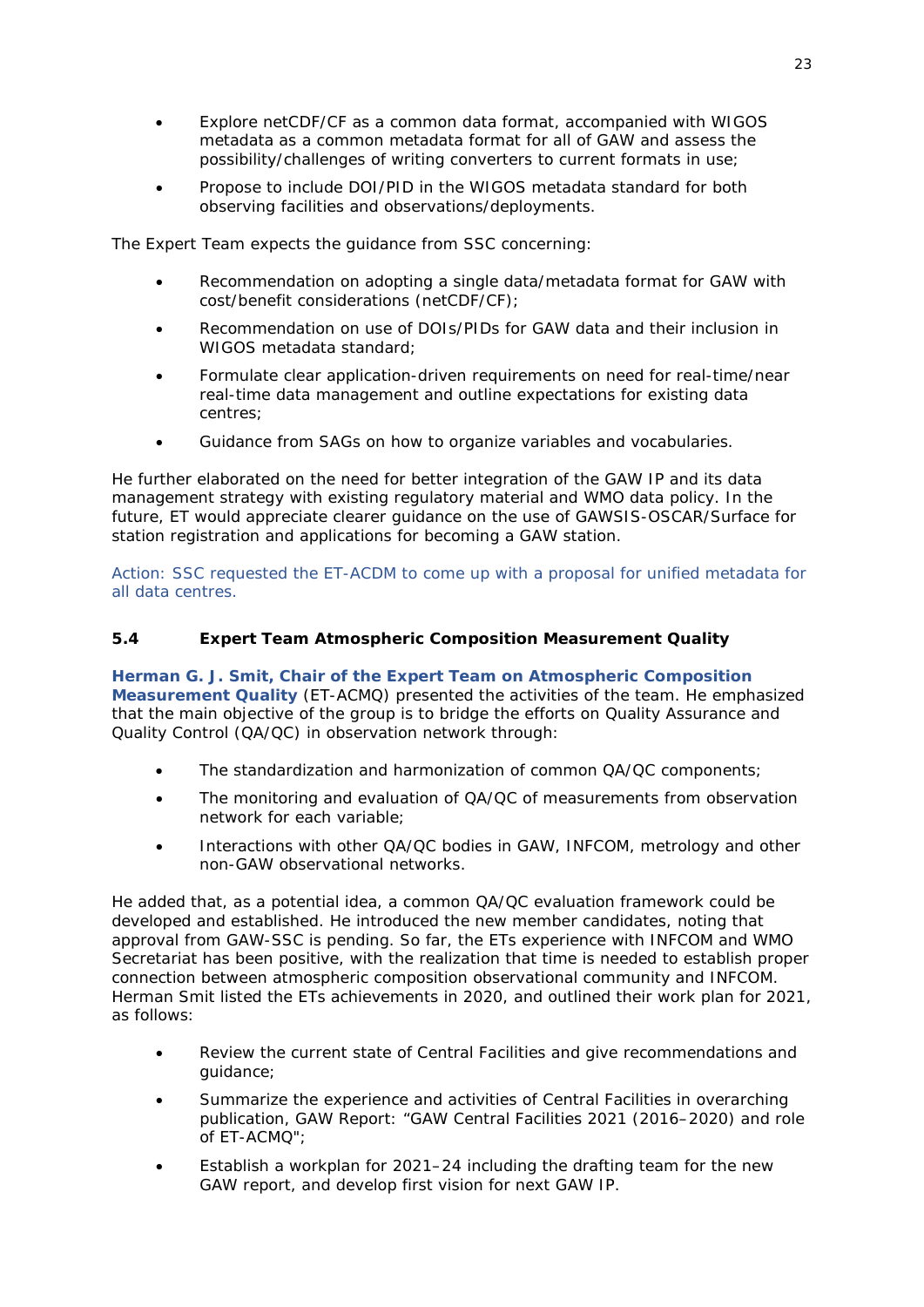- Explore netCDF/CF as a common data format, accompanied with WIGOS metadata as a common metadata format for all of GAW and assess the possibility/challenges of writing converters to current formats in use;
- Propose to include DOI/PID in the WIGOS metadata standard for both observing facilities and observations/deployments.

The Expert Team expects the guidance from SSC concerning:

- Recommendation on adopting a single data/metadata format for GAW with cost/benefit considerations (netCDF/CF);
- Recommendation on use of DOIs/PIDs for GAW data and their inclusion in WIGOS metadata standard;
- Formulate clear application-driven requirements on need for real-time/near real-time data management and outline expectations for existing data centres;
- Guidance from SAGs on how to organize variables and vocabularies.

He further elaborated on the need for better integration of the GAW IP and its data management strategy with existing regulatory material and WMO data policy. In the future, ET would appreciate clearer guidance on the use of GAWSIS-OSCAR/Surface for station registration and applications for becoming a GAW station.

Action: SSC requested the ET-ACDM to come up with a proposal for unified metadata for all data centres.

### 5.4 Expert Team Atmospheric Composition Measurement Quality

**Herman G. J. Smit, Chair of the Expert Team on Atmospheric Composition Measurement Quality** (ET-ACMQ) presented the activities of the team. He emphasized that the main objective of the group is to bridge the efforts on Quality Assurance and Quality Control (QA/QC) in observation network through:

- The standardization and harmonization of common QA/QC components;
- The monitoring and evaluation of QA/QC of measurements from observation network for each variable;
- Interactions with other QA/QC bodies in GAW, INFCOM, metrology and other non-GAW observational networks.

He added that, as a potential idea, a common QA/QC evaluation framework could be developed and established. He introduced the new member candidates, noting that approval from GAW-SSC is pending. So far, the ETs experience with INFCOM and WMO Secretariat has been positive, with the realization that time is needed to establish proper connection between atmospheric composition observational community and INFCOM. Herman Smit listed the ETs achievements in 2020, and outlined their work plan for 2021, as follows:

- Review the current state of Central Facilities and give recommendations and guidance;
- Summarize the experience and activities of Central Facilities in overarching publication, GAW Report: "GAW Central Facilities 2021 (2016–2020) and role of ET-ACMQ";
- Establish a workplan for 2021–24 including the drafting team for the new GAW report, and develop first vision for next GAW IP.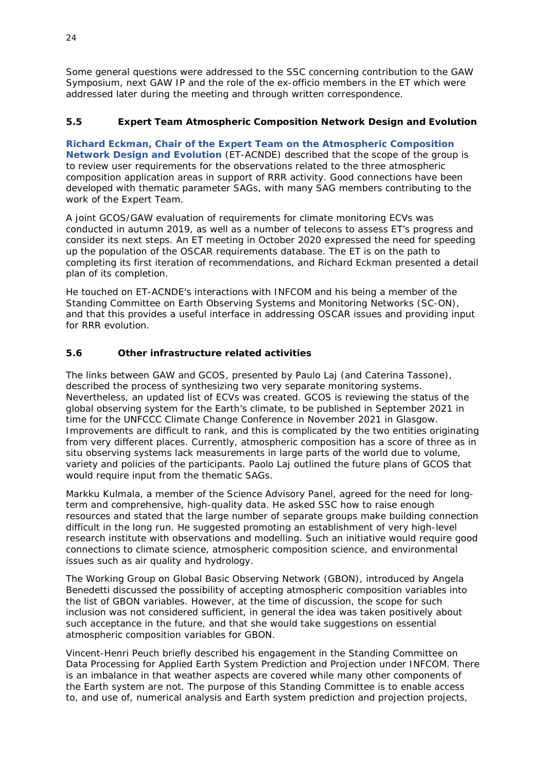Some general questions were addressed to the SSC concerning contribution to the GAW Symposium, next GAW IP and the role of the ex-officio members in the ET which were addressed later during the meeting and through written correspondence.

## 5.5 Expert Team Atmospheric Composition Network Design and Evolution

**Richard Eckman, Chair of the Expert Team on the Atmospheric Composition Network Design and Evolution** (ET-ACNDE) described that the scope of the group is to review user requirements for the observations related to the three atmospheric composition application areas in support of RRR activity. Good connections have been developed with thematic parameter SAGs, with many SAG members contributing to the work of the Expert Team.

A joint GCOS/GAW evaluation of requirements for climate monitoring ECVs was conducted in autumn 2019, as well as a number of telecons to assess ET's progress and consider its next steps. An ET meeting in October 2020 expressed the need for speeding up the population of the OSCAR requirements database. The ET is on the path to completing its first iteration of recommendations, and Richard Eckman presented a detail plan of its completion.

He touched on ET-ACNDE's interactions with INFCOM and his being a member of the Standing Committee on Earth Observing Systems and Monitoring Networks (SC-ON), and that this provides a useful interface in addressing OSCAR issues and providing input for RRR evolution.

## 5.6 Other infrastructure related activities

The links between GAW and GCOS, presented by Paulo Laj (and Caterina Tassone), described the process of synthesizing two very separate monitoring systems. Nevertheless, an updated list of ECVs was created. GCOS is reviewing the status of the global observing system for the Earth's climate, to be published in September 2021 in time for the UNFCCC Climate Change Conference in November 2021 in Glasgow. Improvements are difficult to rank, and this is complicated by the two entities originating from very different places. Currently, atmospheric composition has a score of three as in situ observing systems lack measurements in large parts of the world due to volume, variety and policies of the participants. Paolo Laj outlined the future plans of GCOS that would require input from the thematic SAGs.

Markku Kulmala, a member of the Science Advisory Panel, agreed for the need for long-term and comprehensive, high-quality data. He asked SSC how to raise enough resources and stated that the large number of separate groups make building connection difficult in the long run. He suggested promoting an establishment of very high-level research institute with observations and modelling. Such an initiative would require good connections to climate science, atmospheric composition science, and environmental issues such as air quality and hydrology.

The Working Group on Global Basic Observing Network (GBON), introduced by Angela Benedetti discussed the possibility of accepting atmospheric composition variables into the list of GBON variables. However, at the time of discussion, the scope for such inclusion was not considered sufficient, in general the idea was taken positively about such acceptance in the future, and that she would take suggestions on essential atmospheric composition variables for GBON.

Vincent-Henri Peuch briefly described his engagement in the Standing Committee on Data Processing for Applied Earth System Prediction and Projection under INFCOM. There is an imbalance in that weather aspects are covered while many other components of the Earth system are not. The purpose of this Standing Committee is to enable access to, and use of, numerical analysis and Earth system prediction and projection projects,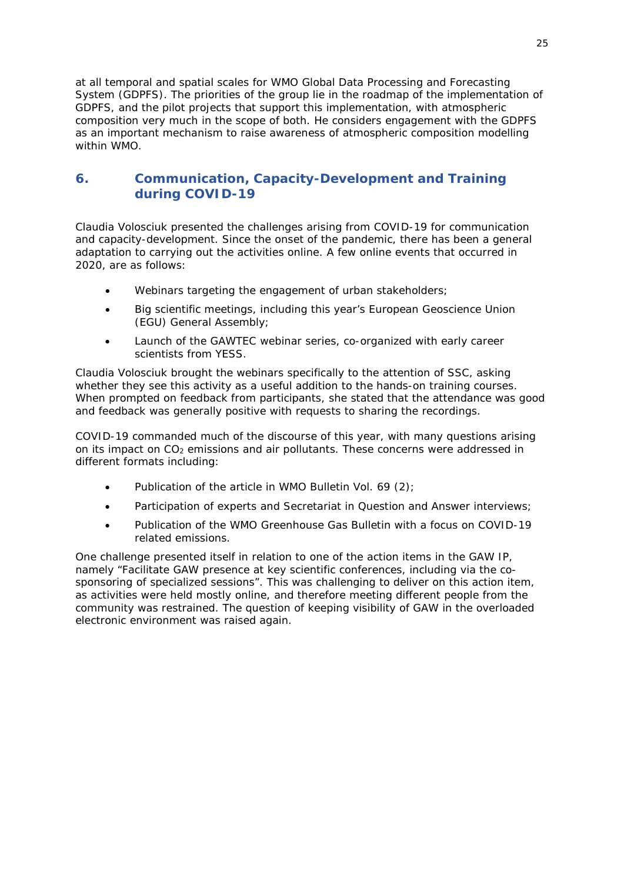at all temporal and spatial scales for WMO Global Data Processing and Forecasting System (GDPFS). The priorities of the group lie in the roadmap of the implementation of GDPFS, and the pilot projects that support this implementation, with atmospheric composition very much in the scope of both. He considers engagement with the GDPFS as an important mechanism to raise awareness of atmospheric composition modelling within WMO.

## 6. Communication, Capacity-Development and Training during COVID-19

Claudia Volosciuk presented the challenges arising from COVID-19 for communication and capacity-development. Since the onset of the pandemic, there has been a general adaptation to carrying out the activities online. A few online events that occurred in 2020, are as follows:

- Webinars targeting the engagement of urban stakeholders;
- Big scientific meetings, including this year's European Geoscience Union (EGU) General Assembly;
- Launch of the GAWTEC webinar series, co-organized with early career scientists from YESS.

Claudia Volosciuk brought the webinars specifically to the attention of SSC, asking whether they see this activity as a useful addition to the hands-on training courses. When prompted on feedback from participants, she stated that the attendance was good and feedback was generally positive with requests to sharing the recordings.

COVID-19 commanded much of the discourse of this year, with many questions arising on its impact on $CO_2$ emissions and air pollutants. These concerns were addressed in different formats including:

- Publication of the article in WMO Bulletin Vol. 69 (2);
- Participation of experts and Secretariat in Question and Answer interviews;
- Publication of the WMO Greenhouse Gas Bulletin with a focus on COVID-19 related emissions.

One challenge presented itself in relation to one of the action items in the GAW IP, namely "Facilitate GAW presence at key scientific conferences, including via the co-sponsoring of specialized sessions". This was challenging to deliver on this action item, as activities were held mostly online, and therefore meeting different people from the community was restrained. The question of keeping visibility of GAW in the overloaded electronic environment was raised again.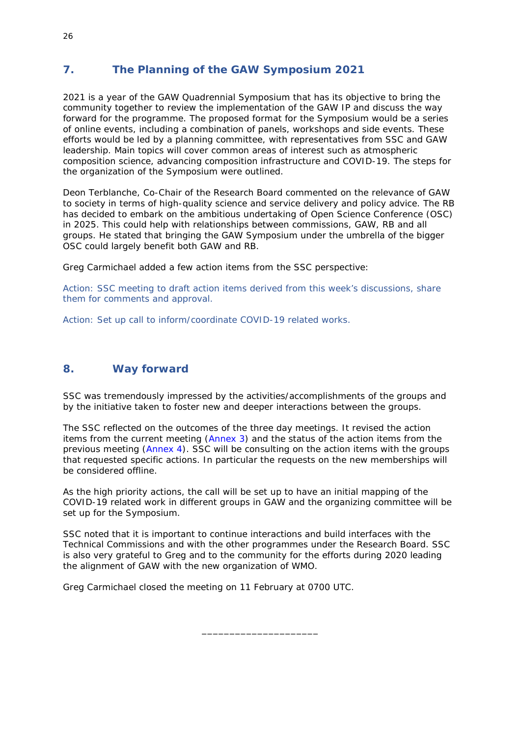## 7. The Planning of the GAW Symposium 2021

2021 is a year of the GAW Quadrennial Symposium that has its objective to bring the community together to review the implementation of the GAW IP and discuss the way forward for the programme. The proposed format for the Symposium would be a series of online events, including a combination of panels, workshops and side events. These efforts would be led by a planning committee, with representatives from SSC and GAW leadership. Main topics will cover common areas of interest such as atmospheric composition science, advancing composition infrastructure and COVID-19. The steps for the organization of the Symposium were outlined.

Deon Terblanche, Co-Chair of the Research Board commented on the relevance of GAW to society in terms of high-quality science and service delivery and policy advice. The RB has decided to embark on the ambitious undertaking of Open Science Conference (OSC) in 2025. This could help with relationships between commissions, GAW, RB and all groups. He stated that bringing the GAW Symposium under the umbrella of the bigger OSC could largely benefit both GAW and RB.

Greg Carmichael added a few action items from the SSC perspective:

Action: SSC meeting to draft action items derived from this week's discussions, share them for comments and approval.

Action: Set up call to inform/coordinate COVID-19 related works.

## 8. Way forward

SSC was tremendously impressed by the activities/accomplishments of the groups and by the initiative taken to foster new and deeper interactions between the groups.

The SSC reflected on the outcomes of the three day meetings. It revised the action items from the current meeting (Annex 3) and the status of the action items from the previous meeting (Annex 4). SSC will be consulting on the action items with the groups that requested specific actions. In particular the requests on the new memberships will be considered offline.

As the high priority actions, the call will be set up to have an initial mapping of the COVID-19 related work in different groups in GAW and the organizing committee will be set up for the Symposium.

SSC noted that it is important to continue interactions and build interfaces with the Technical Commissions and with the other programmes under the Research Board. SSC is also very grateful to Greg and to the community for the efforts during 2020 leading the alignment of GAW with the new organization of WMO.

Greg Carmichael closed the meeting on 11 February at 0700 UTC.

\_\_\_\_\_\_\_\_\_\_\_\_\_\_\_\_\_\_\_\_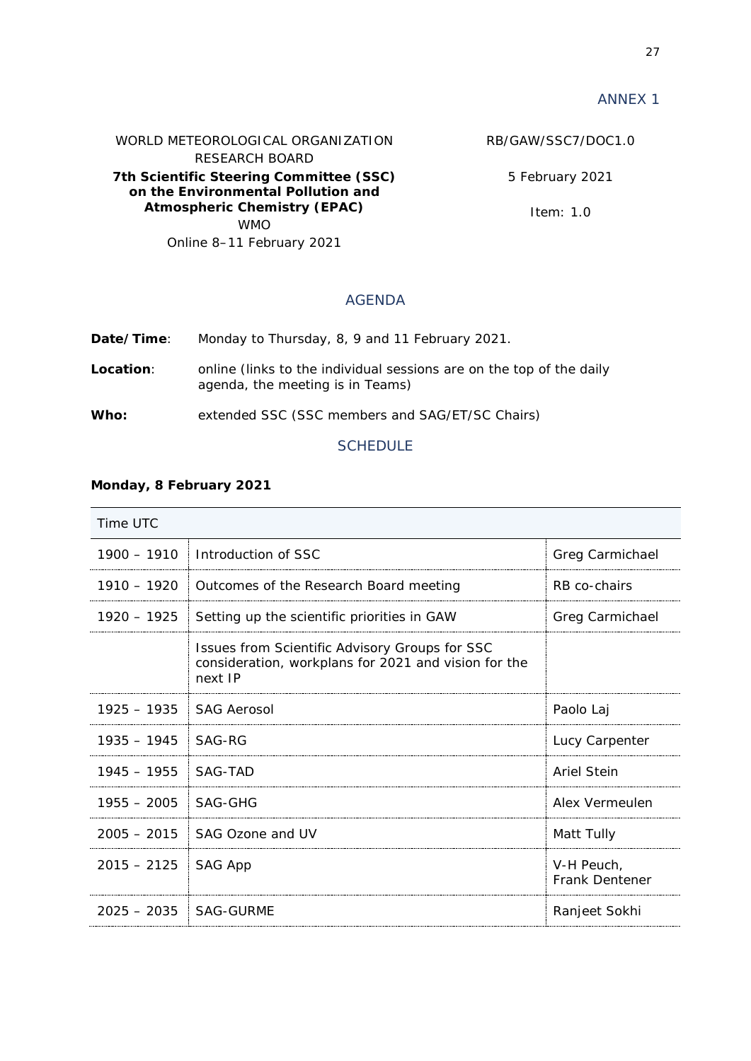ANNEX 1

WORLD METEOROLOGICAL ORGANIZATION
RESEARCH BOARD
**7th Scientific Steering Committee (SSC) on the Environmental Pollution and Atmospheric Chemistry (EPAC)**
WMO
Online 8–11 February 2021

RB/GAW/SSC7/DOC1.0

5 February 2021

Item: 1.0

## AGENDA

**Date/Time**: Monday to Thursday, 8, 9 and 11 February 2021.

**Location**: online (links to the individual sessions are on the top of the daily agenda, the meeting is in Teams)

**Who:** extended SSC (SSC members and SAG/ET/SC Chairs)

## SCHEDULE

**Monday, 8 February 2021**

| Time UTC | | |
|---|---|---|
| 1900 – 1910 | Introduction of SSC | Greg Carmichael |
| 1910 – 1920 | Outcomes of the Research Board meeting | RB co-chairs |
| 1920 – 1925 | Setting up the scientific priorities in GAW | Greg Carmichael |
| | Issues from Scientific Advisory Groups for SSC consideration, workplans for 2021 and vision for the next IP | |
| 1925 – 1935 | SAG Aerosol | Paolo Laj |
| 1935 – 1945 | SAG-RG | Lucy Carpenter |
| 1945 – 1955 | SAG-TAD | Ariel Stein |
| 1955 – 2005 | SAG-GHG | Alex Vermeulen |
| 2005 – 2015 | SAG Ozone and UV | Matt Tully |
| 2015 – 2125 | SAG App | V-H Peuch, Frank Dentener |
| 2025 – 2035 | SAG-GURME | Ranjeet Sokhi |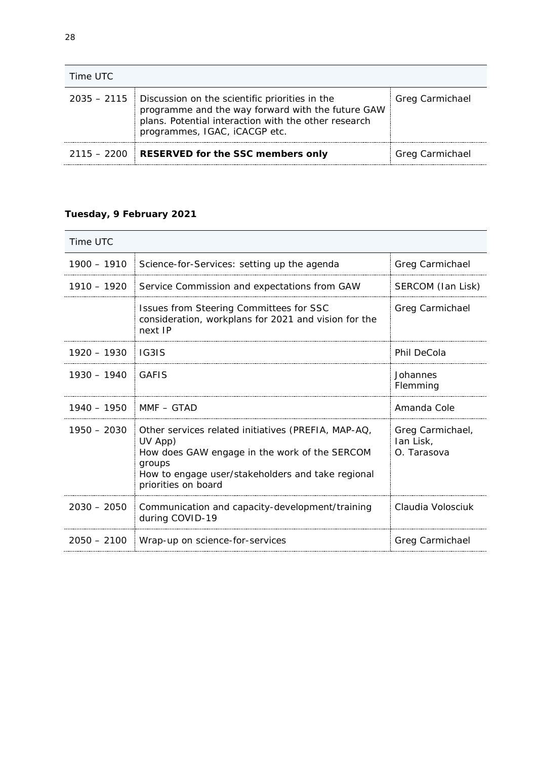| Time UTC | | |
|---|---|---|
| 2035 – 2115 | Discussion on the scientific priorities in the programme and the way forward with the future GAW plans. Potential interaction with the other research programmes, IGAC, iCACGP etc. | Greg Carmichael |
| 2115 – 2200 | **RESERVED for the SSC members only** | Greg Carmichael |

**Tuesday, 9 February 2021**

| Time UTC | | |
|---|---|---|
| 1900 – 1910 | Science-for-Services: setting up the agenda | Greg Carmichael |
| 1910 – 1920 | Service Commission and expectations from GAW | SERCOM (Ian Lisk) |
| | Issues from Steering Committees for SSC consideration, workplans for 2021 and vision for the next IP | Greg Carmichael |
| 1920 – 1930 | IG3IS | Phil DeCola |
| 1930 – 1940 | GAFIS | Johannes Flemming |
| 1940 – 1950 | MMF – GTAD | Amanda Cole |
| 1950 – 2030 | Other services related initiatives (PREFIA, MAP-AQ, UV App)<br>How does GAW engage in the work of the SERCOM groups<br>How to engage user/stakeholders and take regional priorities on board | Greg Carmichael, Ian Lisk, O. Tarasova |
| 2030 – 2050 | Communication and capacity-development/training during COVID-19 | Claudia Volosciuk |
| 2050 – 2100 | Wrap-up on science-for-services | Greg Carmichael |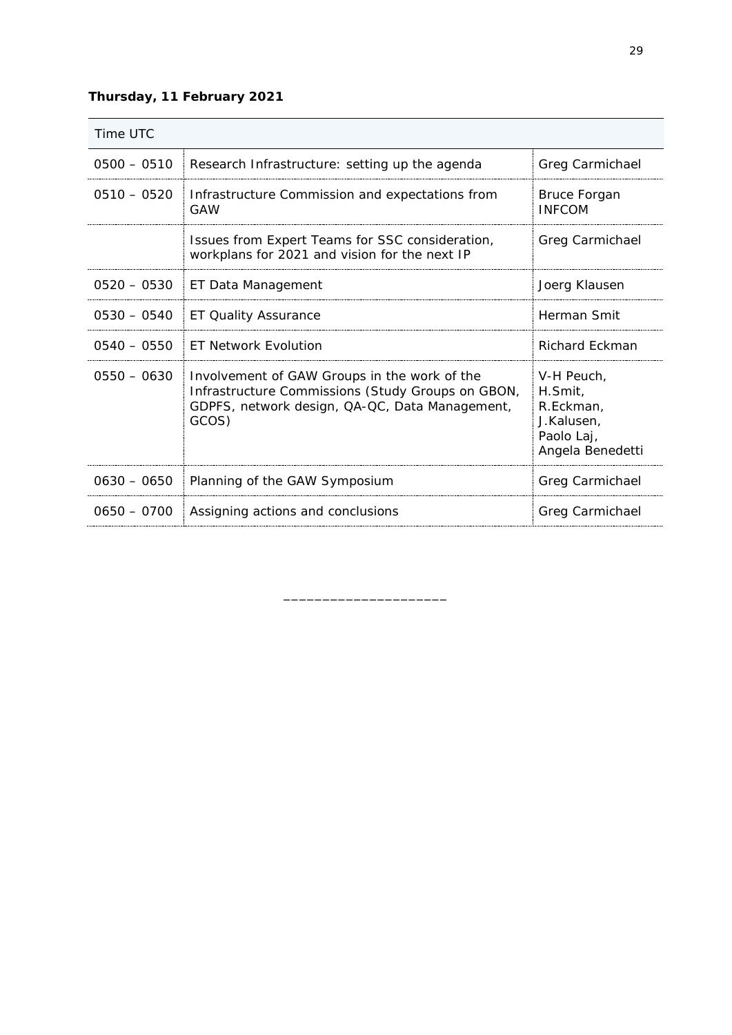**Thursday, 11 February 2021**

| Time UTC | | |
|---|---|---|
| 0500 – 0510 | Research Infrastructure: setting up the agenda | Greg Carmichael |
| 0510 – 0520 | Infrastructure Commission and expectations from GAW | Bruce Forgan INFCOM |
| | Issues from Expert Teams for SSC consideration, workplans for 2021 and vision for the next IP | Greg Carmichael |
| 0520 – 0530 | ET Data Management | Joerg Klausen |
| 0530 – 0540 | ET Quality Assurance | Herman Smit |
| 0540 – 0550 | ET Network Evolution | Richard Eckman |
| 0550 – 0630 | Involvement of GAW Groups in the work of the Infrastructure Commissions (Study Groups on GBON, GDPFS, network design, QA-QC, Data Management, GCOS) | V-H Peuch, H.Smit, R.Eckman, J.Kalusen, Paolo Laj, Angela Benedetti |
| 0630 – 0650 | Planning of the GAW Symposium | Greg Carmichael |
| 0650 – 0700 | Assigning actions and conclusions | Greg Carmichael |

____________________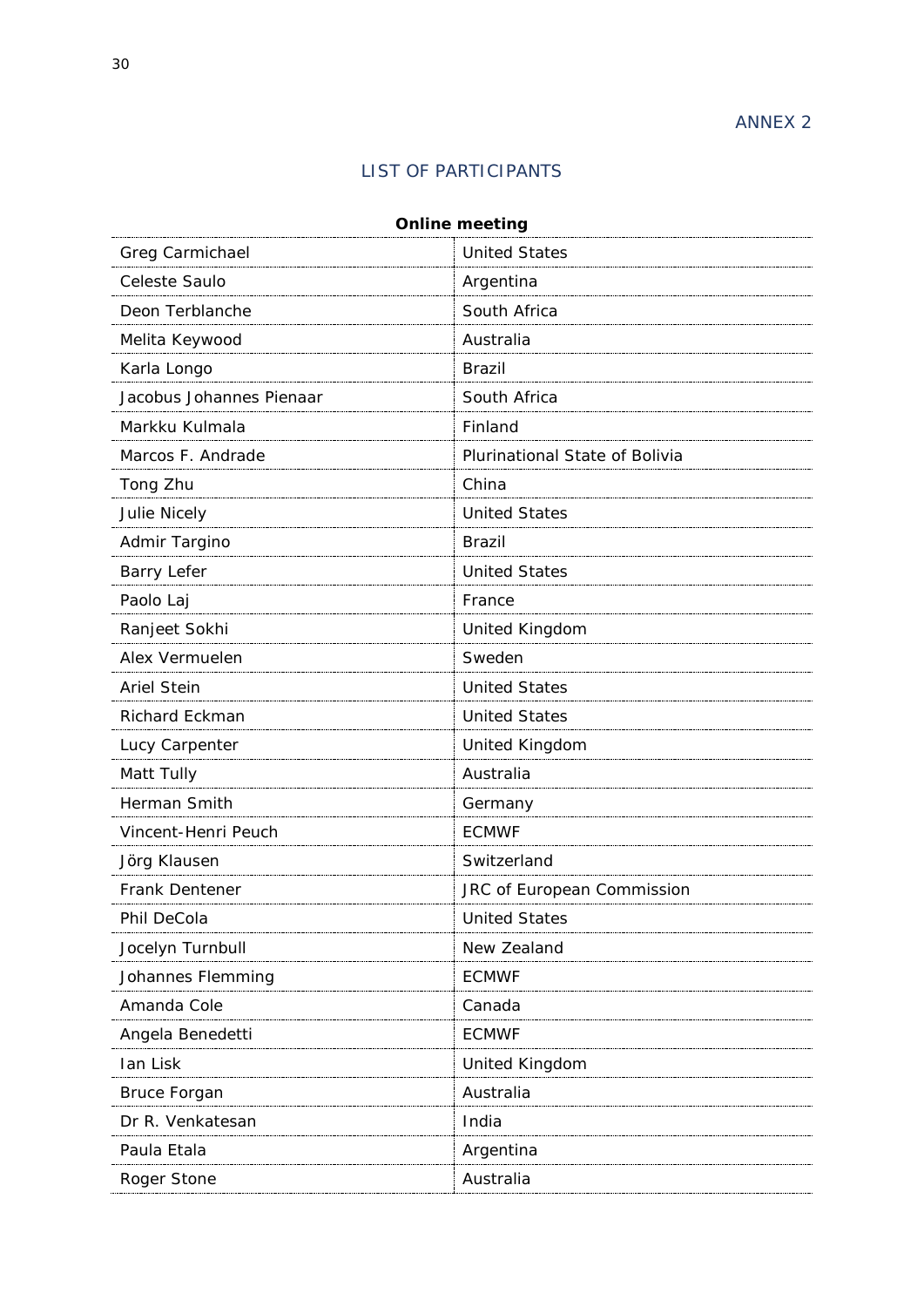ANNEX 2

## LIST OF PARTICIPANTS

| **Online meeting** | |
|---|---|
| Greg Carmichael | United States |
| Celeste Saulo | Argentina |
| Deon Terblanche | South Africa |
| Melita Keywood | Australia |
| Karla Longo | Brazil |
| Jacobus Johannes Pienaar | South Africa |
| Markku Kulmala | Finland |
| Marcos F. Andrade | Plurinational State of Bolivia |
| Tong Zhu | China |
| Julie Nicely | United States |
| Admir Targino | Brazil |
| Barry Lefer | United States |
| Paolo Laj | France |
| Ranjeet Sokhi | United Kingdom |
| Alex Vermuelen | Sweden |
| Ariel Stein | United States |
| Richard Eckman | United States |
| Lucy Carpenter | United Kingdom |
| Matt Tully | Australia |
| Herman Smith | Germany |
| Vincent-Henri Peuch | ECMWF |
| Jörg Klausen | Switzerland |
| Frank Dentener | JRC of European Commission |
| Phil DeCola | United States |
| Jocelyn Turnbull | New Zealand |
| Johannes Flemming | ECMWF |
| Amanda Cole | Canada |
| Angela Benedetti | ECMWF |
| Ian Lisk | United Kingdom |
| Bruce Forgan | Australia |
| Dr R. Venkatesan | India |
| Paula Etala | Argentina |
| Roger Stone | Australia |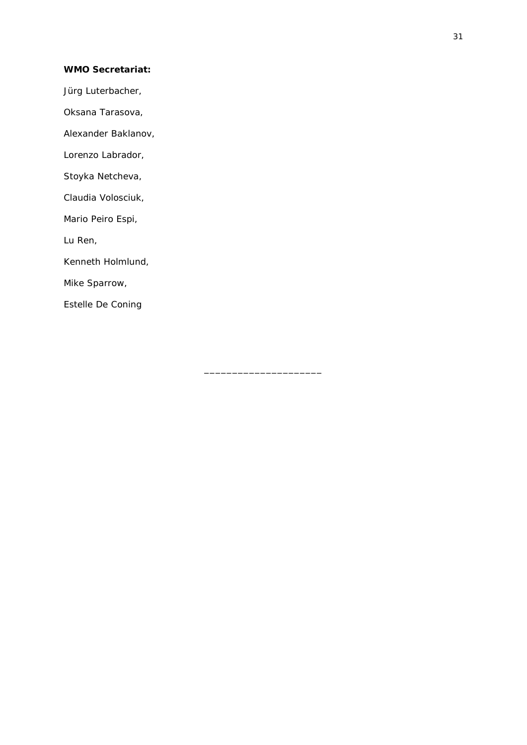**WMO Secretariat:**

Jürg Luterbacher,

Oksana Tarasova,

Alexander Baklanov,

Lorenzo Labrador,

Stoyka Netcheva,

Claudia Volosciuk,

Mario Peiro Espi,

Lu Ren,

Kenneth Holmlund,

Mike Sparrow,

Estelle De Coning

_____________________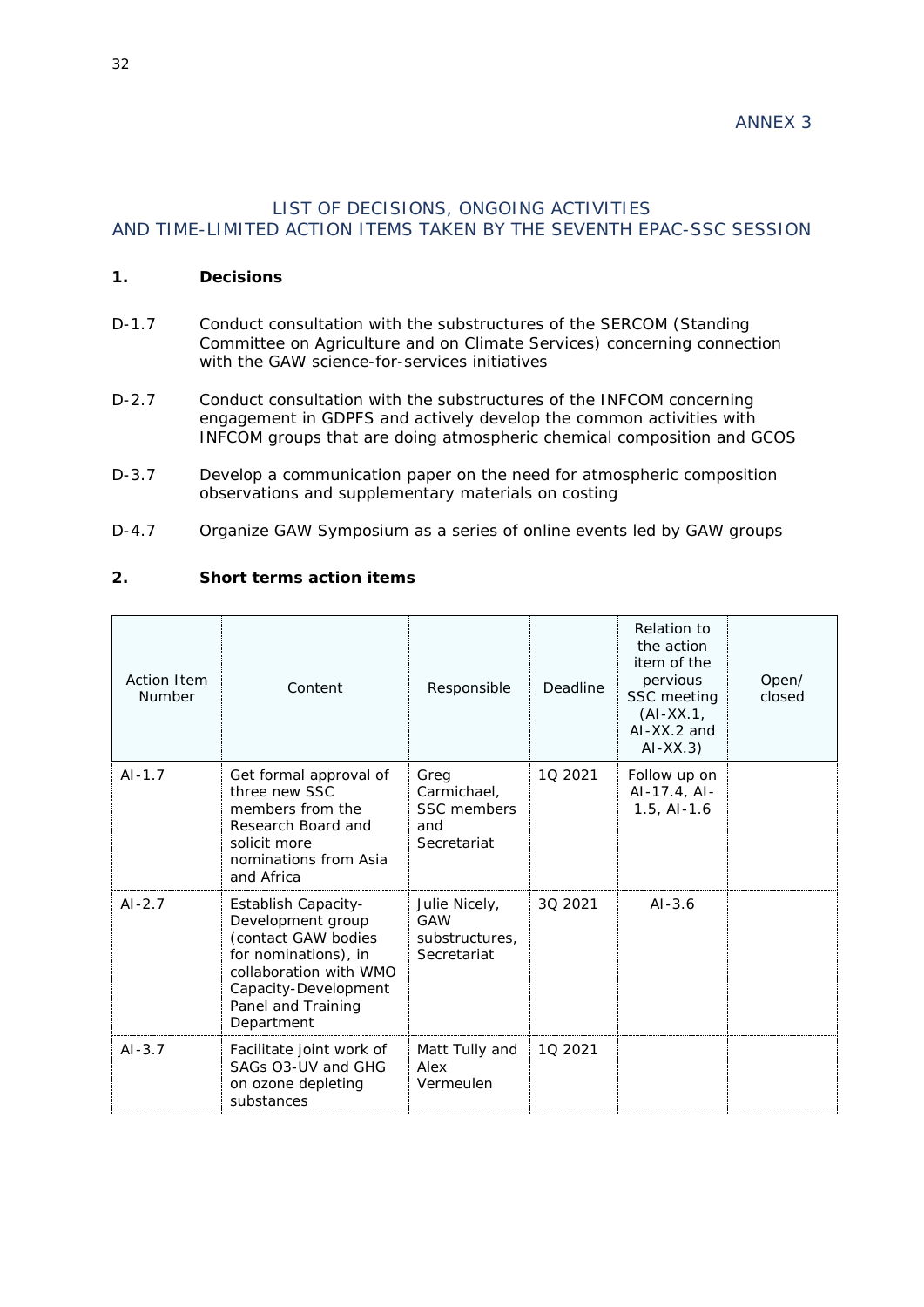ANNEX 3

## LIST OF DECISIONS, ONGOING ACTIVITIES AND TIME-LIMITED ACTION ITEMS TAKEN BY THE SEVENTH EPAC-SSC SESSION

### 1. Decisions

D-1.7 Conduct consultation with the substructures of the SERCOM (Standing Committee on Agriculture and on Climate Services) concerning connection with the GAW science-for-services initiatives

D-2.7 Conduct consultation with the substructures of the INFCOM concerning engagement in GDPFS and actively develop the common activities with INFCOM groups that are doing atmospheric chemical composition and GCOS

D-3.7 Develop a communication paper on the need for atmospheric composition observations and supplementary materials on costing

D-4.7 Organize GAW Symposium as a series of online events led by GAW groups

### 2. Short terms action items

| Action Item Number | Content | Responsible | Deadline | Relation to the action item of the pervious SSC meeting (AI-XX.1, AI-XX.2 and AI-XX.3) | Open/ closed |
|---|---|---|---|---|---|
| AI-1.7 | Get formal approval of three new SSC members from the Research Board and solicit more nominations from Asia and Africa | Greg Carmichael, SSC members and Secretariat | 1Q 2021 | Follow up on AI-17.4, AI-1.5, AI-1.6 | |
| AI-2.7 | Establish Capacity-Development group (contact GAW bodies for nominations), in collaboration with WMO Capacity-Development Panel and Training Department | Julie Nicely, GAW substructures, Secretariat | 3Q 2021 | AI-3.6 | |
| AI-3.7 | Facilitate joint work of SAGs O3-UV and GHG on ozone depleting substances | Matt Tully and Alex Vermeulen | 1Q 2021 | | |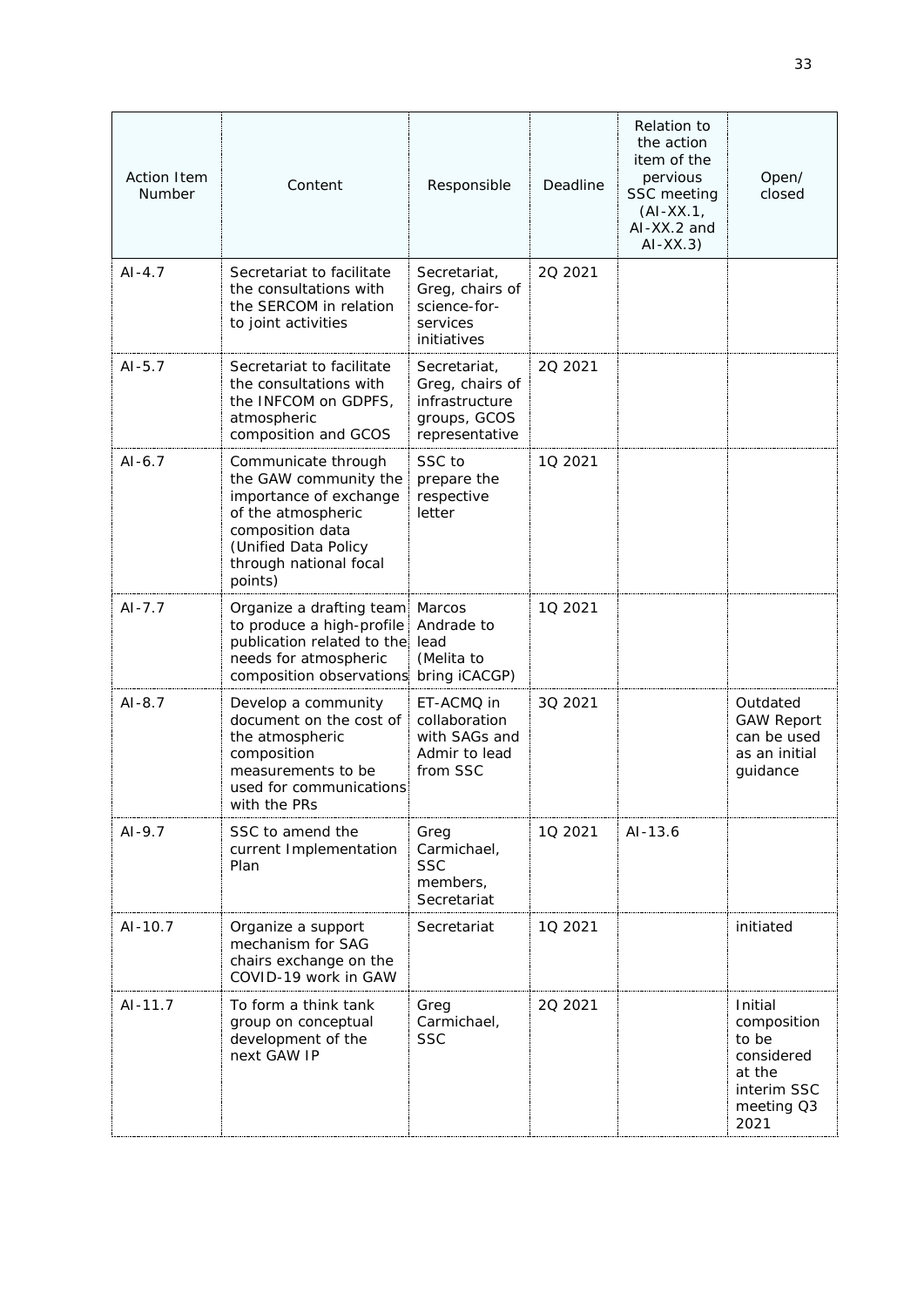| Action Item Number | Content | Responsible | Deadline | Relation to the action item of the pervious SSC meeting (AI-XX.1, AI-XX.2 and AI-XX.3) | Open/ closed |
| --- | --- | --- | --- | --- | --- |
| AI-4.7 | Secretariat to facilitate the consultations with the SERCOM in relation to joint activities | Secretariat, Greg, chairs of science-for-services initiatives | 2Q 2021 | | |
| AI-5.7 | Secretariat to facilitate the consultations with the INFCOM on GDPFS, atmospheric composition and GCOS | Secretariat, Greg, chairs of infrastructure groups, GCOS representative | 2Q 2021 | | |
| AI-6.7 | Communicate through the GAW community the importance of exchange of the atmospheric composition data (Unified Data Policy through national focal points) | SSC to prepare the respective letter | 1Q 2021 | | |
| AI-7.7 | Organize a drafting team to produce a high-profile publication related to the needs for atmospheric composition observations | Marcos Andrade to lead (Melita to bring iCACGP) | 1Q 2021 | | |
| AI-8.7 | Develop a community document on the cost of the atmospheric composition measurements to be used for communications with the PRs | ET-ACMQ in collaboration with SAGs and Admir to lead from SSC | 3Q 2021 | | Outdated GAW Report can be used as an initial guidance |
| AI-9.7 | SSC to amend the current Implementation Plan | Greg Carmichael, SSC members, Secretariat | 1Q 2021 | AI-13.6 | |
| AI-10.7 | Organize a support mechanism for SAG chairs exchange on the COVID-19 work in GAW | Secretariat | 1Q 2021 | | initiated |
| AI-11.7 | To form a think tank group on conceptual development of the next GAW IP | Greg Carmichael, SSC | 2Q 2021 | | Initial composition to be considered at the interim SSC meeting Q3 2021 |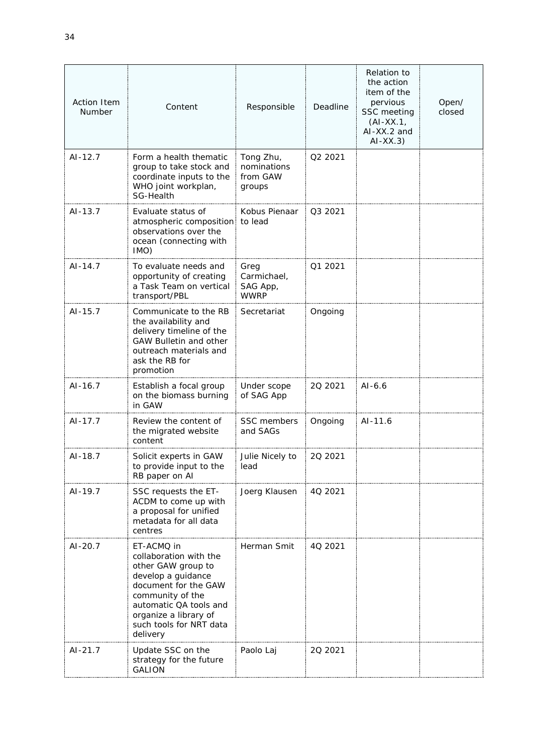| Action Item Number | Content | Responsible | Deadline | Relation to the action item of the pervious SSC meeting (AI-XX.1, AI-XX.2 and AI-XX.3) | Open/ closed |
|---|---|---|---|---|---|
| AI-12.7 | Form a health thematic group to take stock and coordinate inputs to the WHO joint workplan, SG-Health | Tong Zhu, nominations from GAW groups | Q2 2021 | | |
| AI-13.7 | Evaluate status of atmospheric composition observations over the ocean (connecting with IMO) | Kobus Pienaar to lead | Q3 2021 | | |
| AI-14.7 | To evaluate needs and opportunity of creating a Task Team on vertical transport/PBL | Greg Carmichael, SAG App, WWRP | Q1 2021 | | |
| AI-15.7 | Communicate to the RB the availability and delivery timeline of the GAW Bulletin and other outreach materials and ask the RB for promotion | Secretariat | Ongoing | | |
| AI-16.7 | Establish a focal group on the biomass burning in GAW | Under scope of SAG App | 2Q 2021 | AI-6.6 | |
| AI-17.7 | Review the content of the migrated website content | SSC members and SAGs | Ongoing | AI-11.6 | |
| AI-18.7 | Solicit experts in GAW to provide input to the RB paper on AI | Julie Nicely to lead | 2Q 2021 | | |
| AI-19.7 | SSC requests the ET-ACDM to come up with a proposal for unified metadata for all data centres | Joerg Klausen | 4Q 2021 | | |
| AI-20.7 | ET-ACMQ in collaboration with the other GAW group to develop a guidance document for the GAW community of the automatic QA tools and organize a library of such tools for NRT data delivery | Herman Smit | 4Q 2021 | | |
| AI-21.7 | Update SSC on the strategy for the future GALION | Paolo Laj | 2Q 2021 | | |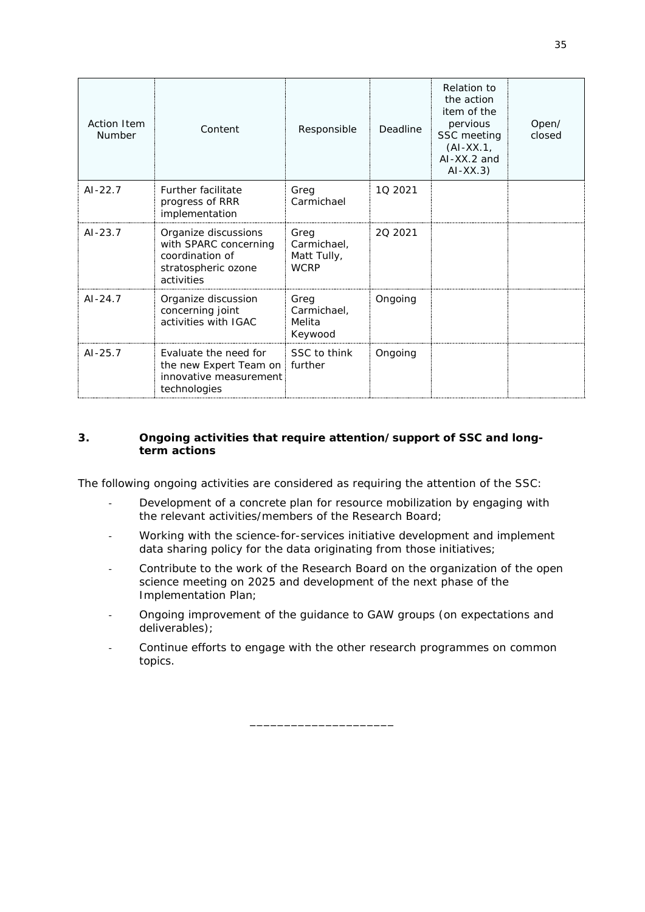| Action Item Number | Content | Responsible | Deadline | Relation to the action item of the pervious SSC meeting (AI-XX.1, AI-XX.2 and AI-XX.3) | Open/ closed |
|---|---|---|---|---|---|
| AI-22.7 | Further facilitate progress of RRR implementation | Greg Carmichael | 1Q 2021 | | |
| AI-23.7 | Organize discussions with SPARC concerning coordination of stratospheric ozone activities | Greg Carmichael, Matt Tully, WCRP | 2Q 2021 | | |
| AI-24.7 | Organize discussion concerning joint activities with IGAC | Greg Carmichael, Melita Keywood | Ongoing | | |
| AI-25.7 | Evaluate the need for the new Expert Team on innovative measurement technologies | SSC to think further | Ongoing | | |

## 3. Ongoing activities that require attention/support of SSC and long-term actions

The following ongoing activities are considered as requiring the attention of the SSC:

- Development of a concrete plan for resource mobilization by engaging with the relevant activities/members of the Research Board;
- Working with the science-for-services initiative development and implement data sharing policy for the data originating from those initiatives;
- Contribute to the work of the Research Board on the organization of the open science meeting on 2025 and development of the next phase of the Implementation Plan;
- Ongoing improvement of the guidance to GAW groups (on expectations and deliverables);
- Continue efforts to engage with the other research programmes on common topics.

\_\_\_\_\_\_\_\_\_\_\_\_\_\_\_\_\_\_\_\_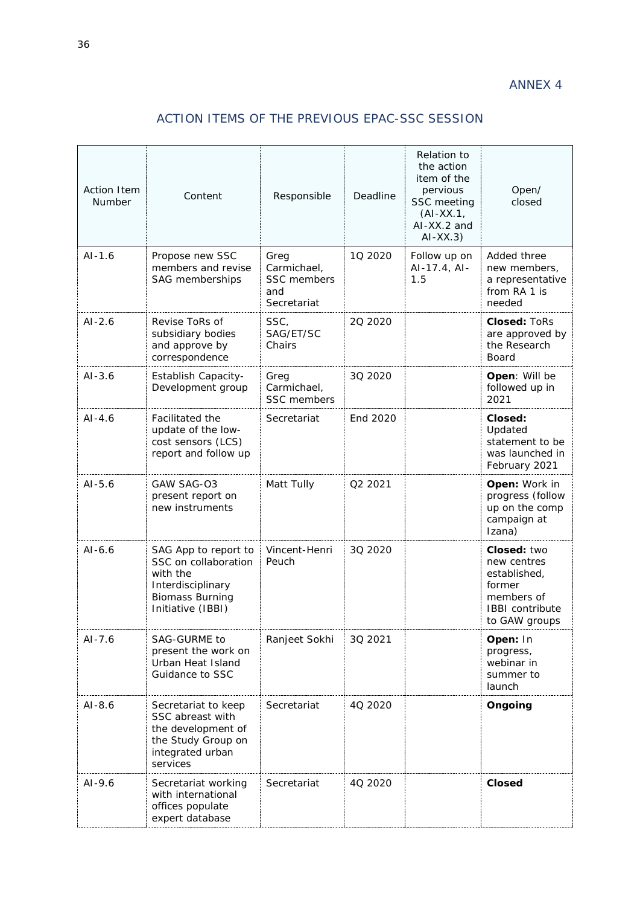ANNEX 4

## ACTION ITEMS OF THE PREVIOUS EPAC-SSC SESSION

| Action Item Number | Content | Responsible | Deadline | Relation to the action item of the pervious SSC meeting (AI-XX.1, AI-XX.2 and AI-XX.3) | Open/ closed |
|---|---|---|---|---|---|
| AI-1.6 | Propose new SSC members and revise SAG memberships | Greg Carmichael, SSC members and Secretariat | 1Q 2020 | Follow up on AI-17.4, AI-1.5 | Added three new members, a representative from RA 1 is needed |
| AI-2.6 | Revise ToRs of subsidiary bodies and approve by correspondence | SSC, SAG/ET/SC Chairs | 2Q 2020 | | **Closed:** ToRs are approved by the Research Board |
| AI-3.6 | Establish Capacity-Development group | Greg Carmichael, SSC members | 3Q 2020 | | **Open**: Will be followed up in 2021 |
| AI-4.6 | Facilitated the update of the low-cost sensors (LCS) report and follow up | Secretariat | End 2020 | | **Closed:** Updated statement to be was launched in February 2021 |
| AI-5.6 | GAW SAG-O3 present report on new instruments | Matt Tully | Q2 2021 | | **Open:** Work in progress (follow up on the comp campaign at Izana) |
| AI-6.6 | SAG App to report to SSC on collaboration with the Interdisciplinary Biomass Burning Initiative (IBBI) | Vincent-Henri Peuch | 3Q 2020 | | **Closed:** two new centres established, former members of IBBI contribute to GAW groups |
| AI-7.6 | SAG-GURME to present the work on Urban Heat Island Guidance to SSC | Ranjeet Sokhi | 3Q 2021 | | **Open:** In progress, webinar in summer to launch |
| AI-8.6 | Secretariat to keep SSC abreast with the development of the Study Group on integrated urban services | Secretariat | 4Q 2020 | | **Ongoing** |
| AI-9.6 | Secretariat working with international offices populate expert database | Secretariat | 4Q 2020 | | **Closed** |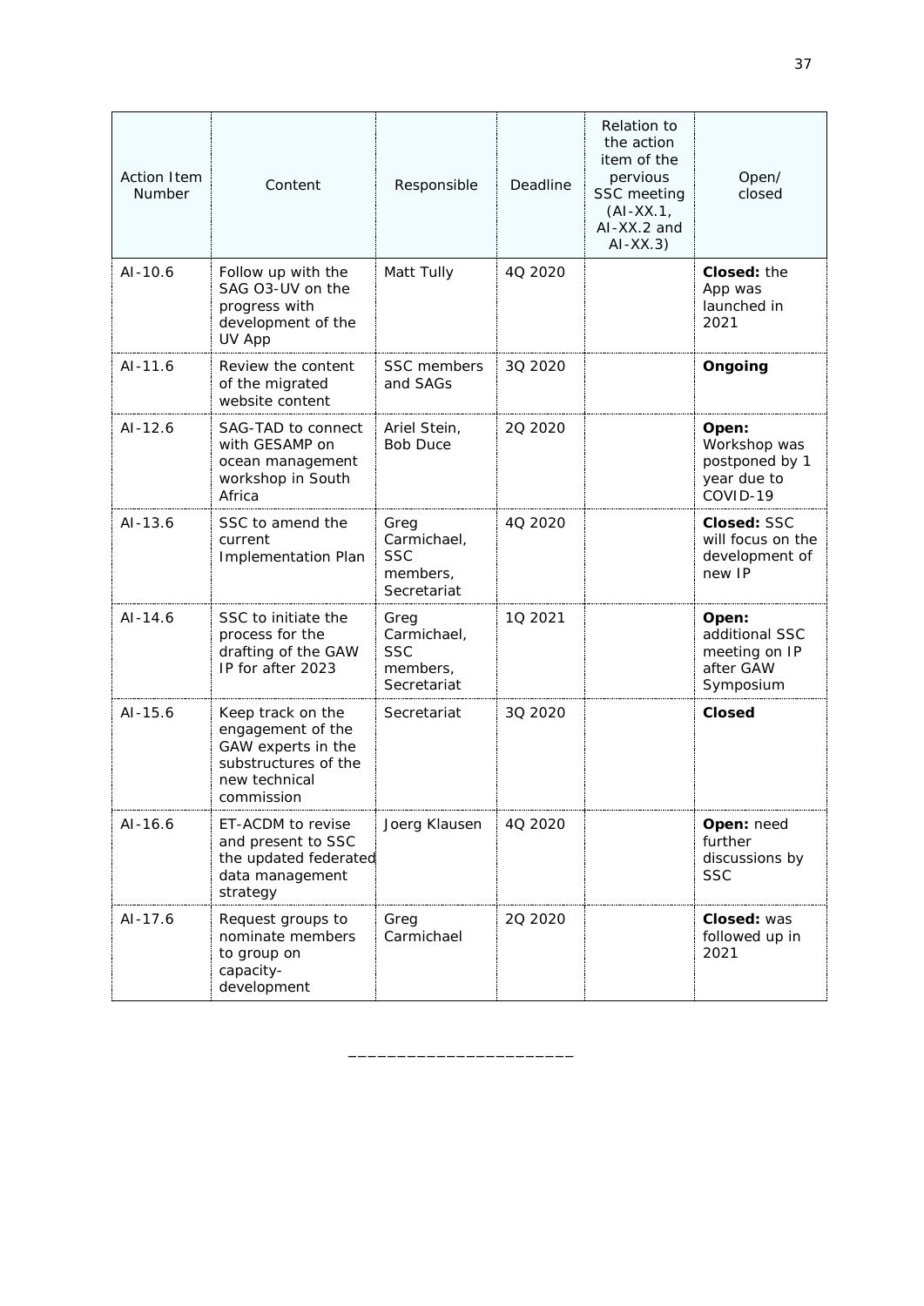| Action Item Number | Content | Responsible | Deadline | Relation to the action item of the pervious SSC meeting (AI-XX.1, AI-XX.2 and AI-XX.3) | Open/ closed |
|---|---|---|---|---|---|
| AI-10.6 | Follow up with the SAG O3-UV on the progress with development of the UV App | Matt Tully | 4Q 2020 | | **Closed:** the App was launched in 2021 |
| AI-11.6 | Review the content of the migrated website content | SSC members and SAGs | 3Q 2020 | | **Ongoing** |
| AI-12.6 | SAG-TAD to connect with GESAMP on ocean management workshop in South Africa | Ariel Stein, Bob Duce | 2Q 2020 | | **Open:** Workshop was postponed by 1 year due to COVID-19 |
| AI-13.6 | SSC to amend the current Implementation Plan | Greg Carmichael, SSC members, Secretariat | 4Q 2020 | | **Closed:** SSC will focus on the development of new IP |
| AI-14.6 | SSC to initiate the process for the drafting of the GAW IP for after 2023 | Greg Carmichael, SSC members, Secretariat | 1Q 2021 | | **Open:** additional SSC meeting on IP after GAW Symposium |
| AI-15.6 | Keep track on the engagement of the GAW experts in the substructures of the new technical commission | Secretariat | 3Q 2020 | | **Closed** |
| AI-16.6 | ET-ACDM to revise and present to SSC the updated federated data management strategy | Joerg Klausen | 4Q 2020 | | **Open:** need further discussions by SSC |
| AI-17.6 | Request groups to nominate members to group on capacity-development | Greg Carmichael | 2Q 2020 | | **Closed:** was followed up in 2021 |

_______________________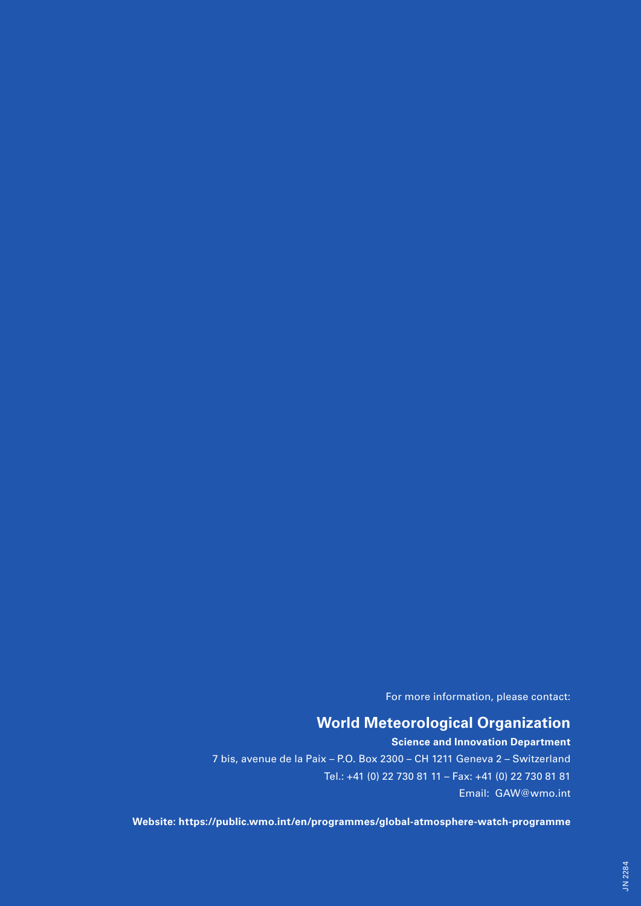For more information, please contact:

## World Meteorological Organization

**Science and Innovation Department**

7 bis, avenue de la Paix – P.O. Box 2300 – CH 1211 Geneva 2 – Switzerland

Tel.: +41 (0) 22 730 81 11 – Fax: +41 (0) 22 730 81 81

Email: GAW@wmo.int

**Website: https://public.wmo.int/en/programmes/global-atmosphere-watch-programme**

JN 2284